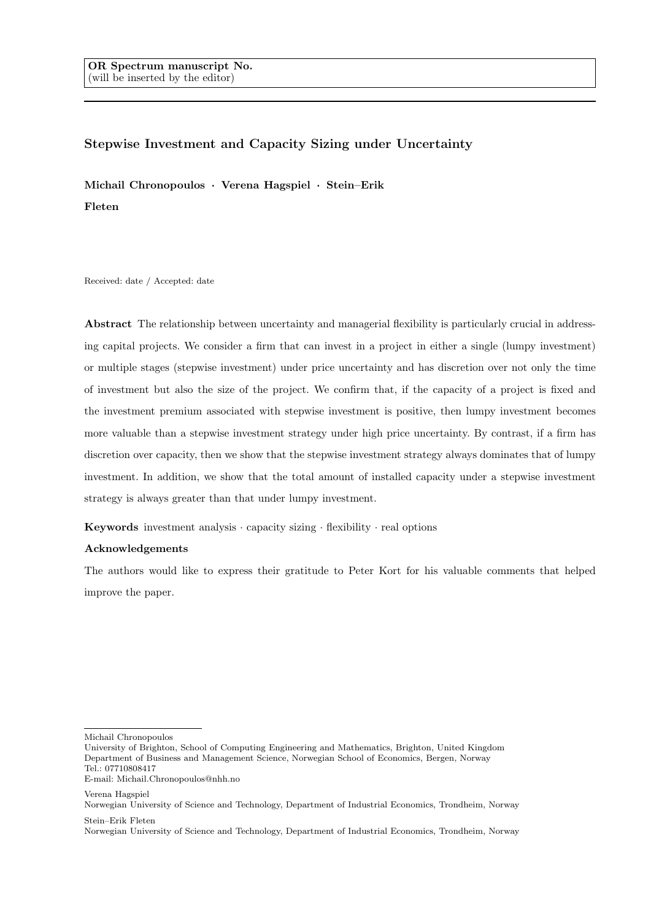OR Spectrum manuscript No.
(will be inserted by the editor)

# Stepwise Investment and Capacity Sizing under Uncertainty

**Michail Chronopoulos · Verena Hagspiel · Stein–Erik Fleten**

Received: date / Accepted: date

**Abstract** The relationship between uncertainty and managerial flexibility is particularly crucial in addressing capital projects. We consider a firm that can invest in a project in either a single (lumpy investment) or multiple stages (stepwise investment) under price uncertainty and has discretion over not only the time of investment but also the size of the project. We confirm that, if the capacity of a project is fixed and the investment premium associated with stepwise investment is positive, then lumpy investment becomes more valuable than a stepwise investment strategy under high price uncertainty. By contrast, if a firm has discretion over capacity, then we show that the stepwise investment strategy always dominates that of lumpy investment. In addition, we show that the total amount of installed capacity under a stepwise investment strategy is always greater than that under lumpy investment.

**Keywords** investment analysis · capacity sizing · flexibility · real options

**Acknowledgements**

The authors would like to express their gratitude to Peter Kort for his valuable comments that helped improve the paper.

---

Michail Chronopoulos
University of Brighton, School of Computing Engineering and Mathematics, Brighton, United Kingdom
Department of Business and Management Science, Norwegian School of Economics, Bergen, Norway
Tel.: 07710808417
E-mail: Michail.Chronopoulos@nhh.no

Verena Hagspiel
Norwegian University of Science and Technology, Department of Industrial Economics, Trondheim, Norway

Stein–Erik Fleten
Norwegian University of Science and Technology, Department of Industrial Economics, Trondheim, Norway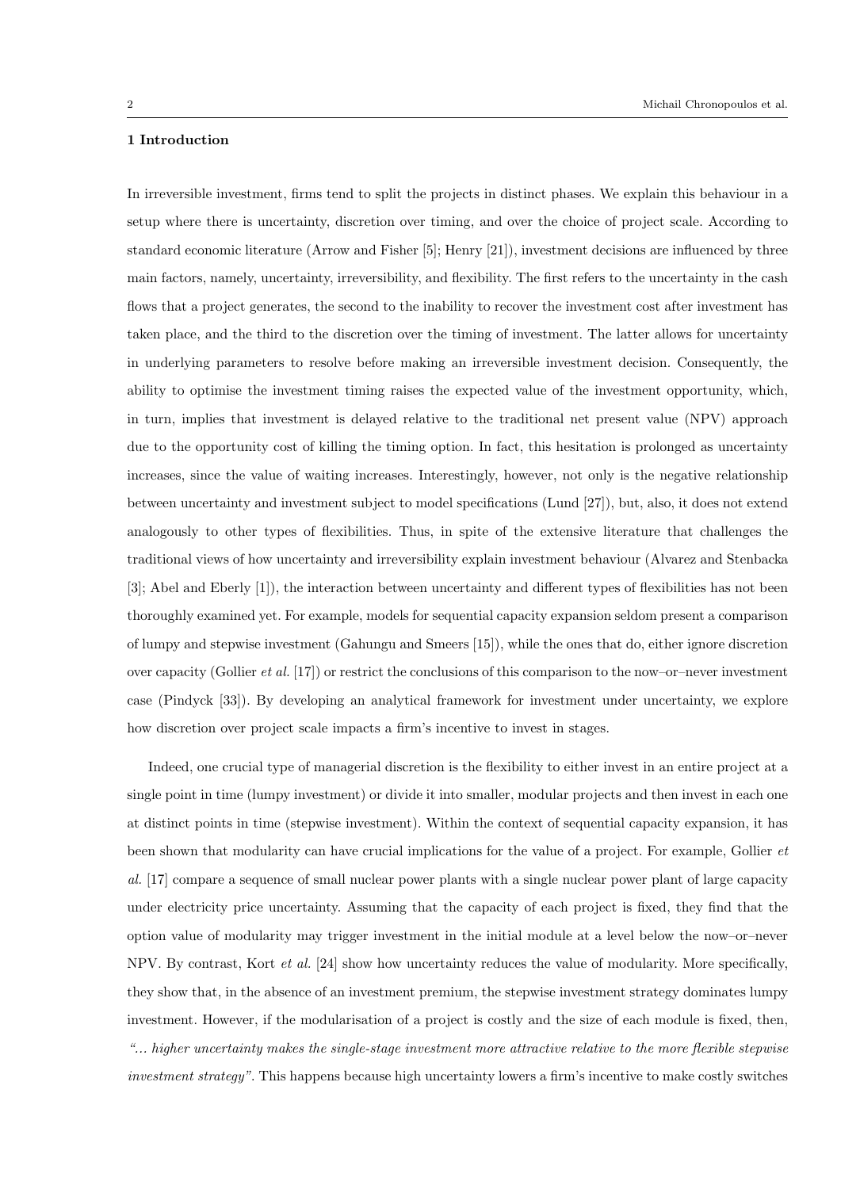## 1 Introduction

In irreversible investment, firms tend to split the projects in distinct phases. We explain this behaviour in a setup where there is uncertainty, discretion over timing, and over the choice of project scale. According to standard economic literature (Arrow and Fisher [5]; Henry [21]), investment decisions are influenced by three main factors, namely, uncertainty, irreversibility, and flexibility. The first refers to the uncertainty in the cash flows that a project generates, the second to the inability to recover the investment cost after investment has taken place, and the third to the discretion over the timing of investment. The latter allows for uncertainty in underlying parameters to resolve before making an irreversible investment decision. Consequently, the ability to optimise the investment timing raises the expected value of the investment opportunity, which, in turn, implies that investment is delayed relative to the traditional net present value (NPV) approach due to the opportunity cost of killing the timing option. In fact, this hesitation is prolonged as uncertainty increases, since the value of waiting increases. Interestingly, however, not only is the negative relationship between uncertainty and investment subject to model specifications (Lund [27]), but, also, it does not extend analogously to other types of flexibilities. Thus, in spite of the extensive literature that challenges the traditional views of how uncertainty and irreversibility explain investment behaviour (Alvarez and Stenbacka [3]; Abel and Eberly [1]), the interaction between uncertainty and different types of flexibilities has not been thoroughly examined yet. For example, models for sequential capacity expansion seldom present a comparison of lumpy and stepwise investment (Gahungu and Smeers [15]), while the ones that do, either ignore discretion over capacity (Gollier *et al.* [17]) or restrict the conclusions of this comparison to the now–or–never investment case (Pindyck [33]). By developing an analytical framework for investment under uncertainty, we explore how discretion over project scale impacts a firm's incentive to invest in stages.

Indeed, one crucial type of managerial discretion is the flexibility to either invest in an entire project at a single point in time (lumpy investment) or divide it into smaller, modular projects and then invest in each one at distinct points in time (stepwise investment). Within the context of sequential capacity expansion, it has been shown that modularity can have crucial implications for the value of a project. For example, Gollier *et al.* [17] compare a sequence of small nuclear power plants with a single nuclear power plant of large capacity under electricity price uncertainty. Assuming that the capacity of each project is fixed, they find that the option value of modularity may trigger investment in the initial module at a level below the now–or–never NPV. By contrast, Kort *et al.* [24] show how uncertainty reduces the value of modularity. More specifically, they show that, in the absence of an investment premium, the stepwise investment strategy dominates lumpy investment. However, if the modularisation of a project is costly and the size of each module is fixed, then, *"... higher uncertainty makes the single-stage investment more attractive relative to the more flexible stepwise investment strategy"*. This happens because high uncertainty lowers a firm's incentive to make costly switches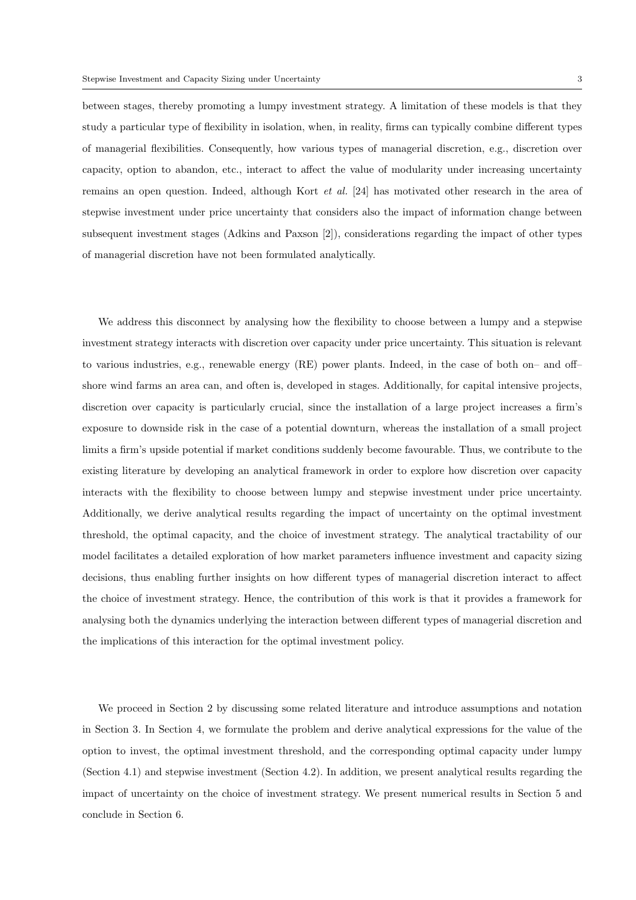between stages, thereby promoting a lumpy investment strategy. A limitation of these models is that they study a particular type of flexibility in isolation, when, in reality, firms can typically combine different types of managerial flexibilities. Consequently, how various types of managerial discretion, e.g., discretion over capacity, option to abandon, etc., interact to affect the value of modularity under increasing uncertainty remains an open question. Indeed, although Kort *et al.* [24] has motivated other research in the area of stepwise investment under price uncertainty that considers also the impact of information change between subsequent investment stages (Adkins and Paxson [2]), considerations regarding the impact of other types of managerial discretion have not been formulated analytically.

We address this disconnect by analysing how the flexibility to choose between a lumpy and a stepwise investment strategy interacts with discretion over capacity under price uncertainty. This situation is relevant to various industries, e.g., renewable energy (RE) power plants. Indeed, in the case of both on– and off–shore wind farms an area can, and often is, developed in stages. Additionally, for capital intensive projects, discretion over capacity is particularly crucial, since the installation of a large project increases a firm's exposure to downside risk in the case of a potential downturn, whereas the installation of a small project limits a firm's upside potential if market conditions suddenly become favourable. Thus, we contribute to the existing literature by developing an analytical framework in order to explore how discretion over capacity interacts with the flexibility to choose between lumpy and stepwise investment under price uncertainty. Additionally, we derive analytical results regarding the impact of uncertainty on the optimal investment threshold, the optimal capacity, and the choice of investment strategy. The analytical tractability of our model facilitates a detailed exploration of how market parameters influence investment and capacity sizing decisions, thus enabling further insights on how different types of managerial discretion interact to affect the choice of investment strategy. Hence, the contribution of this work is that it provides a framework for analysing both the dynamics underlying the interaction between different types of managerial discretion and the implications of this interaction for the optimal investment policy.

We proceed in Section 2 by discussing some related literature and introduce assumptions and notation in Section 3. In Section 4, we formulate the problem and derive analytical expressions for the value of the option to invest, the optimal investment threshold, and the corresponding optimal capacity under lumpy (Section 4.1) and stepwise investment (Section 4.2). In addition, we present analytical results regarding the impact of uncertainty on the choice of investment strategy. We present numerical results in Section 5 and conclude in Section 6.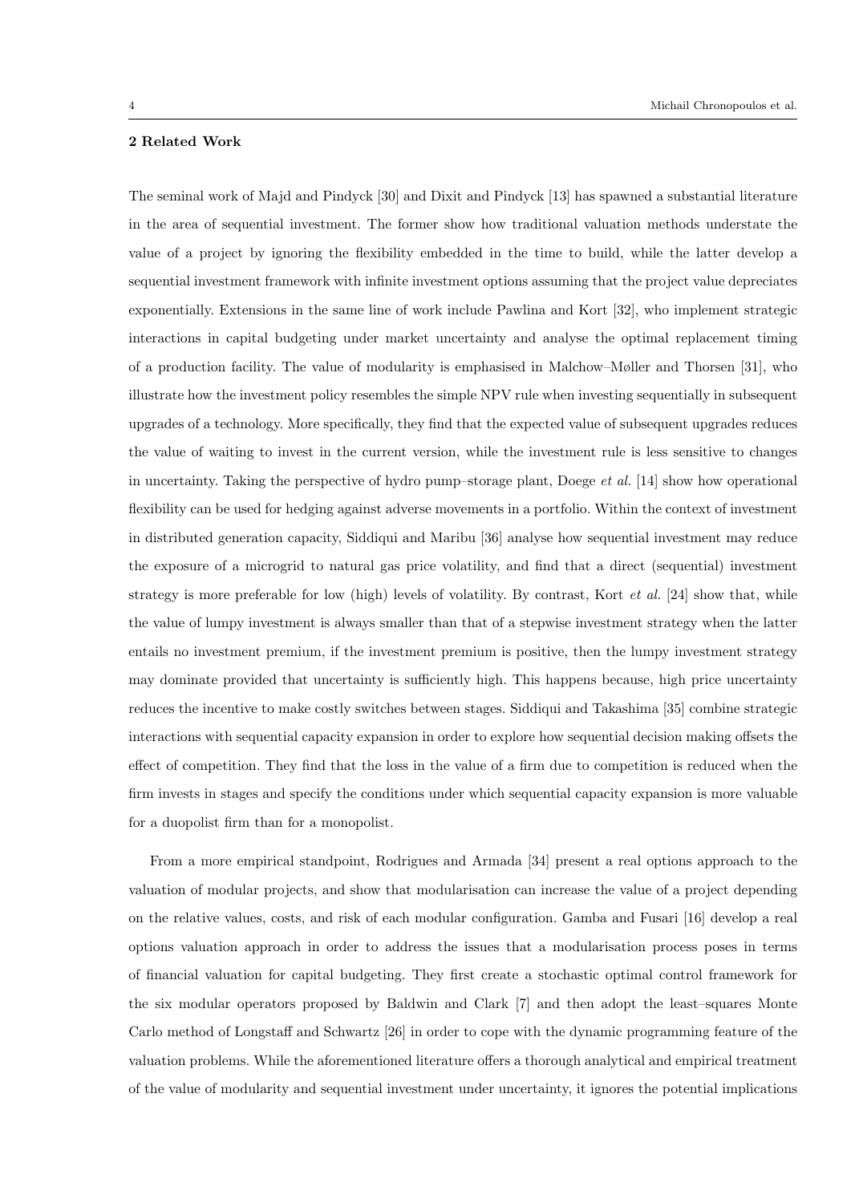## 2 Related Work

The seminal work of Majd and Pindyck [30] and Dixit and Pindyck [13] has spawned a substantial literature in the area of sequential investment. The former show how traditional valuation methods understate the value of a project by ignoring the flexibility embedded in the time to build, while the latter develop a sequential investment framework with infinite investment options assuming that the project value depreciates exponentially. Extensions in the same line of work include Pawlina and Kort [32], who implement strategic interactions in capital budgeting under market uncertainty and analyse the optimal replacement timing of a production facility. The value of modularity is emphasised in Malchow–Møller and Thorsen [31], who illustrate how the investment policy resembles the simple NPV rule when investing sequentially in subsequent upgrades of a technology. More specifically, they find that the expected value of subsequent upgrades reduces the value of waiting to invest in the current version, while the investment rule is less sensitive to changes in uncertainty. Taking the perspective of hydro pump–storage plant, Doege *et al.* [14] show how operational flexibility can be used for hedging against adverse movements in a portfolio. Within the context of investment in distributed generation capacity, Siddiqui and Maribu [36] analyse how sequential investment may reduce the exposure of a microgrid to natural gas price volatility, and find that a direct (sequential) investment strategy is more preferable for low (high) levels of volatility. By contrast, Kort *et al.* [24] show that, while the value of lumpy investment is always smaller than that of a stepwise investment strategy when the latter entails no investment premium, if the investment premium is positive, then the lumpy investment strategy may dominate provided that uncertainty is sufficiently high. This happens because, high price uncertainty reduces the incentive to make costly switches between stages. Siddiqui and Takashima [35] combine strategic interactions with sequential capacity expansion in order to explore how sequential decision making offsets the effect of competition. They find that the loss in the value of a firm due to competition is reduced when the firm invests in stages and specify the conditions under which sequential capacity expansion is more valuable for a duopolist firm than for a monopolist.

From a more empirical standpoint, Rodrigues and Armada [34] present a real options approach to the valuation of modular projects, and show that modularisation can increase the value of a project depending on the relative values, costs, and risk of each modular configuration. Gamba and Fusari [16] develop a real options valuation approach in order to address the issues that a modularisation process poses in terms of financial valuation for capital budgeting. They first create a stochastic optimal control framework for the six modular operators proposed by Baldwin and Clark [7] and then adopt the least–squares Monte Carlo method of Longstaff and Schwartz [26] in order to cope with the dynamic programming feature of the valuation problems. While the aforementioned literature offers a thorough analytical and empirical treatment of the value of modularity and sequential investment under uncertainty, it ignores the potential implications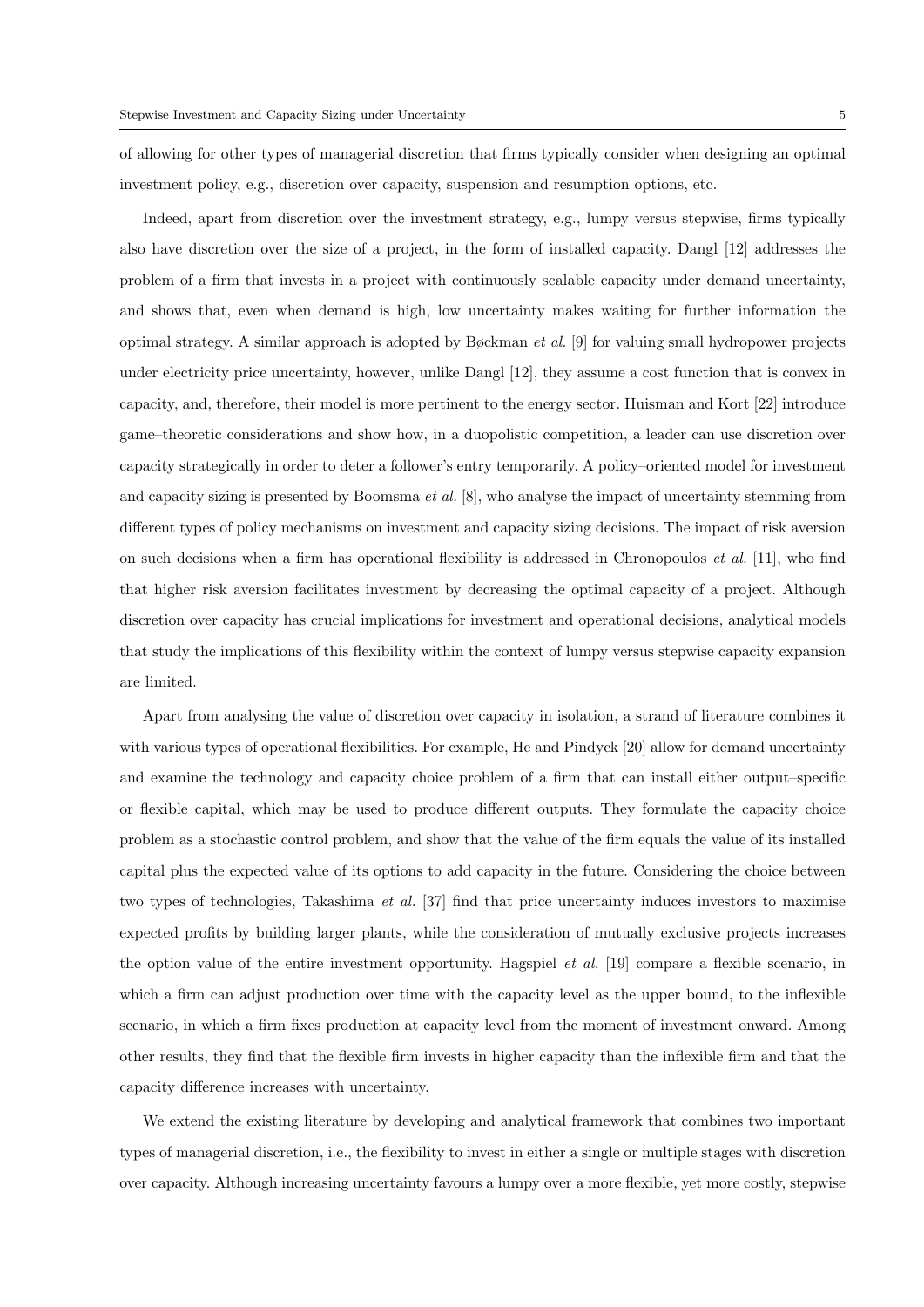of allowing for other types of managerial discretion that firms typically consider when designing an optimal investment policy, e.g., discretion over capacity, suspension and resumption options, etc.

Indeed, apart from discretion over the investment strategy, e.g., lumpy versus stepwise, firms typically also have discretion over the size of a project, in the form of installed capacity. Dangl [12] addresses the problem of a firm that invests in a project with continuously scalable capacity under demand uncertainty, and shows that, even when demand is high, low uncertainty makes waiting for further information the optimal strategy. A similar approach is adopted by Bøckman *et al.* [9] for valuing small hydropower projects under electricity price uncertainty, however, unlike Dangl [12], they assume a cost function that is convex in capacity, and, therefore, their model is more pertinent to the energy sector. Huisman and Kort [22] introduce game–theoretic considerations and show how, in a duopolistic competition, a leader can use discretion over capacity strategically in order to deter a follower's entry temporarily. A policy–oriented model for investment and capacity sizing is presented by Boomsma *et al.* [8], who analyse the impact of uncertainty stemming from different types of policy mechanisms on investment and capacity sizing decisions. The impact of risk aversion on such decisions when a firm has operational flexibility is addressed in Chronopoulos *et al.* [11], who find that higher risk aversion facilitates investment by decreasing the optimal capacity of a project. Although discretion over capacity has crucial implications for investment and operational decisions, analytical models that study the implications of this flexibility within the context of lumpy versus stepwise capacity expansion are limited.

Apart from analysing the value of discretion over capacity in isolation, a strand of literature combines it with various types of operational flexibilities. For example, He and Pindyck [20] allow for demand uncertainty and examine the technology and capacity choice problem of a firm that can install either output–specific or flexible capital, which may be used to produce different outputs. They formulate the capacity choice problem as a stochastic control problem, and show that the value of the firm equals the value of its installed capital plus the expected value of its options to add capacity in the future. Considering the choice between two types of technologies, Takashima *et al.* [37] find that price uncertainty induces investors to maximise expected profits by building larger plants, while the consideration of mutually exclusive projects increases the option value of the entire investment opportunity. Hagspiel *et al.* [19] compare a flexible scenario, in which a firm can adjust production over time with the capacity level as the upper bound, to the inflexible scenario, in which a firm fixes production at capacity level from the moment of investment onward. Among other results, they find that the flexible firm invests in higher capacity than the inflexible firm and that the capacity difference increases with uncertainty.

We extend the existing literature by developing and analytical framework that combines two important types of managerial discretion, i.e., the flexibility to invest in either a single or multiple stages with discretion over capacity. Although increasing uncertainty favours a lumpy over a more flexible, yet more costly, stepwise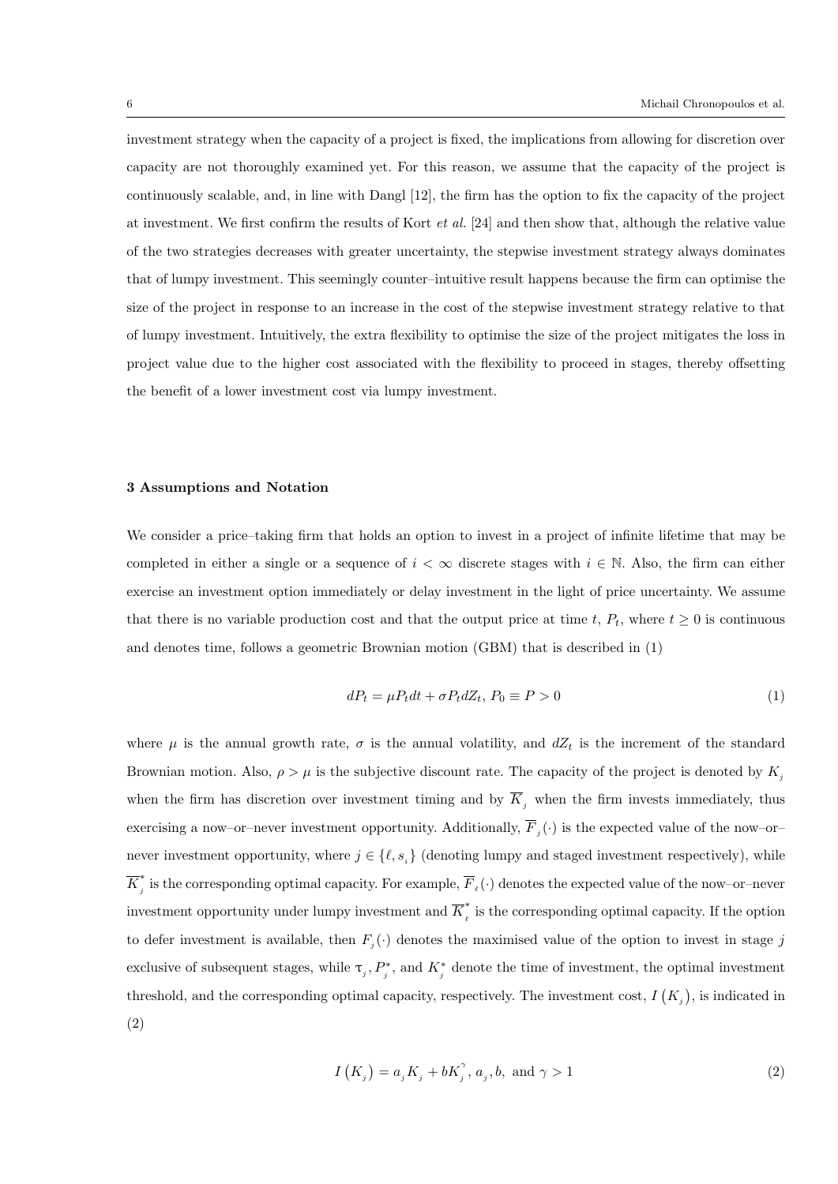investment strategy when the capacity of a project is fixed, the implications from allowing for discretion over capacity are not thoroughly examined yet. For this reason, we assume that the capacity of the project is continuously scalable, and, in line with Dangl [12], the firm has the option to fix the capacity of the project at investment. We first confirm the results of Kort *et al.* [24] and then show that, although the relative value of the two strategies decreases with greater uncertainty, the stepwise investment strategy always dominates that of lumpy investment. This seemingly counter–intuitive result happens because the firm can optimise the size of the project in response to an increase in the cost of the stepwise investment strategy relative to that of lumpy investment. Intuitively, the extra flexibility to optimise the size of the project mitigates the loss in project value due to the higher cost associated with the flexibility to proceed in stages, thereby offsetting the benefit of a lower investment cost via lumpy investment.

## 3 Assumptions and Notation

We consider a price–taking firm that holds an option to invest in a project of infinite lifetime that may be completed in either a single or a sequence of $i < \infty$ discrete stages with $i \in \mathbb{N}$. Also, the firm can either exercise an investment option immediately or delay investment in the light of price uncertainty. We assume that there is no variable production cost and that the output price at time $t$, $P_t$, where $t \geq 0$ is continuous and denotes time, follows a geometric Brownian motion (GBM) that is described in (1)

$$dP_t = \mu P_t dt + \sigma P_t dZ_t,\ P_0 \equiv P > 0 \tag{1}$$

where $\mu$ is the annual growth rate, $\sigma$ is the annual volatility, and $dZ_t$ is the increment of the standard Brownian motion. Also, $\rho > \mu$ is the subjective discount rate. The capacity of the project is denoted by $K_j$ when the firm has discretion over investment timing and by $\overline{K}_j$ when the firm invests immediately, thus exercising a now–or–never investment opportunity. Additionally, $\overline{F}_j(\cdot)$ is the expected value of the now–or–never investment opportunity, where $j \in \{\ell, s_i\}$ (denoting lumpy and staged investment respectively), while $\overline{K}_j^*$ is the corresponding optimal capacity. For example, $\overline{F}_\ell(\cdot)$ denotes the expected value of the now–or–never investment opportunity under lumpy investment and $\overline{K}_\ell^*$ is the corresponding optimal capacity. If the option to defer investment is available, then $F_j(\cdot)$ denotes the maximised value of the option to invest in stage $j$ exclusive of subsequent stages, while $\tau_j$, $P_j^*$, and $K_j^*$ denote the time of investment, the optimal investment threshold, and the corresponding optimal capacity, respectively. The investment cost, $I\left(K_j\right)$, is indicated in (2)

$$I\left(K_j\right) = a_j K_j + b K_j^{\gamma},\ a_j, b, \text{ and } \gamma > 1 \tag{2}$$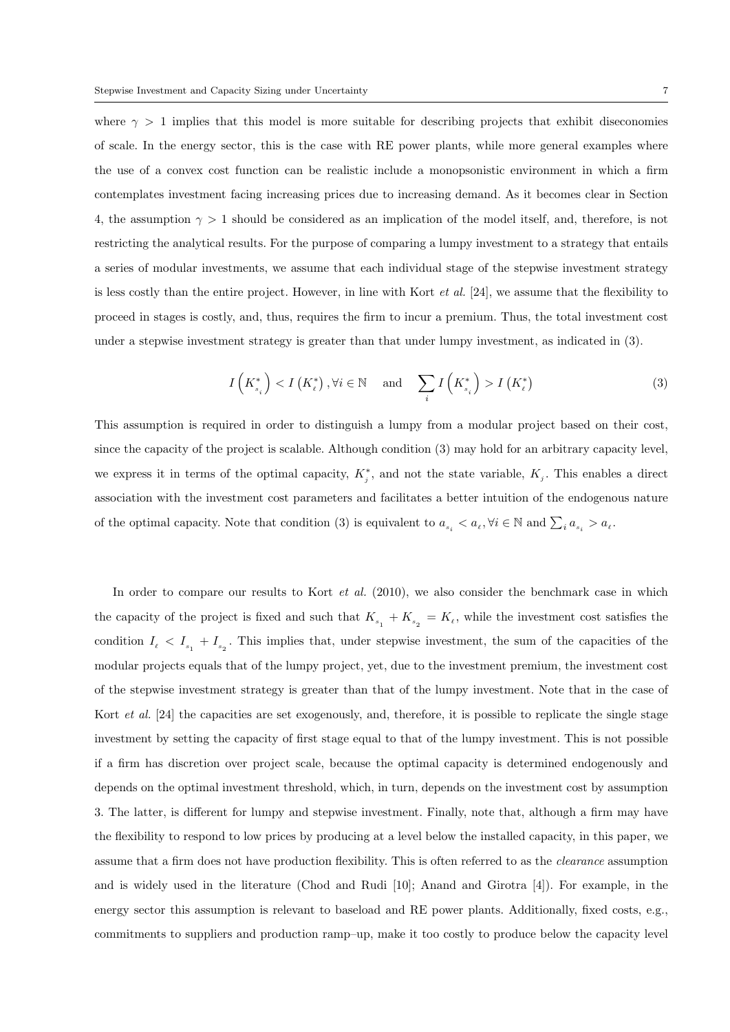where $\gamma > 1$ implies that this model is more suitable for describing projects that exhibit diseconomies of scale. In the energy sector, this is the case with RE power plants, while more general examples where the use of a convex cost function can be realistic include a monopsonistic environment in which a firm contemplates investment facing increasing prices due to increasing demand. As it becomes clear in Section 4, the assumption $\gamma > 1$ should be considered as an implication of the model itself, and, therefore, is not restricting the analytical results. For the purpose of comparing a lumpy investment to a strategy that entails a series of modular investments, we assume that each individual stage of the stepwise investment strategy is less costly than the entire project. However, in line with Kort *et al.* [24], we assume that the flexibility to proceed in stages is costly, and, thus, requires the firm to incur a premium. Thus, the total investment cost under a stepwise investment strategy is greater than that under lumpy investment, as indicated in (3).

$$I\left(K_{s_i}^*\right) < I\left(K_\ell^*\right), \forall i \in \mathbb{N} \quad \text{and} \quad \sum_i I\left(K_{s_i}^*\right) > I\left(K_\ell^*\right) \tag{3}$$

This assumption is required in order to distinguish a lumpy from a modular project based on their cost, since the capacity of the project is scalable. Although condition (3) may hold for an arbitrary capacity level, we express it in terms of the optimal capacity, $K_j^*$, and not the state variable, $K_j$. This enables a direct association with the investment cost parameters and facilitates a better intuition of the endogenous nature of the optimal capacity. Note that condition (3) is equivalent to $a_{s_i} < a_\ell, \forall i \in \mathbb{N}$ and $\sum_i a_{s_i} > a_\ell$.

In order to compare our results to Kort *et al.* (2010), we also consider the benchmark case in which the capacity of the project is fixed and such that $K_{s_1} + K_{s_2} = K_\ell$, while the investment cost satisfies the condition $I_\ell < I_{s_1} + I_{s_2}$. This implies that, under stepwise investment, the sum of the capacities of the modular projects equals that of the lumpy project, yet, due to the investment premium, the investment cost of the stepwise investment strategy is greater than that of the lumpy investment. Note that in the case of Kort *et al.* [24] the capacities are set exogenously, and, therefore, it is possible to replicate the single stage investment by setting the capacity of first stage equal to that of the lumpy investment. This is not possible if a firm has discretion over project scale, because the optimal capacity is determined endogenously and depends on the optimal investment threshold, which, in turn, depends on the investment cost by assumption 3. The latter, is different for lumpy and stepwise investment. Finally, note that, although a firm may have the flexibility to respond to low prices by producing at a level below the installed capacity, in this paper, we assume that a firm does not have production flexibility. This is often referred to as the *clearance* assumption and is widely used in the literature (Chod and Rudi [10]; Anand and Girotra [4]). For example, in the energy sector this assumption is relevant to baseload and RE power plants. Additionally, fixed costs, e.g., commitments to suppliers and production ramp–up, make it too costly to produce below the capacity level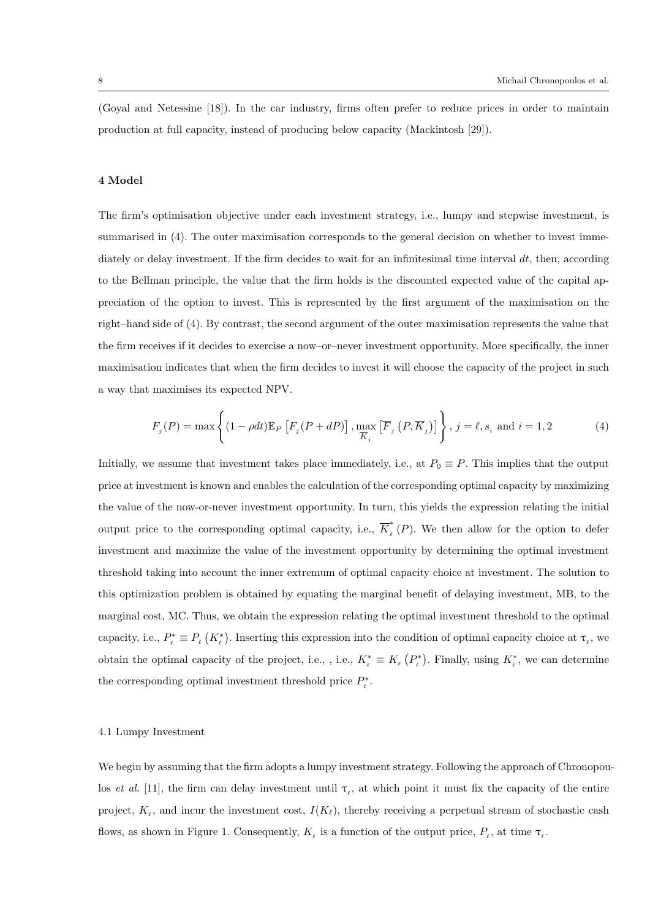(Goyal and Netessine [18]). In the car industry, firms often prefer to reduce prices in order to maintain production at full capacity, instead of producing below capacity (Mackintosh [29]).

## 4 Model

The firm's optimisation objective under each investment strategy, i.e., lumpy and stepwise investment, is summarised in (4). The outer maximisation corresponds to the general decision on whether to invest immediately or delay investment. If the firm decides to wait for an infinitesimal time interval $dt$, then, according to the Bellman principle, the value that the firm holds is the discounted expected value of the capital appreciation of the option to invest. This is represented by the first argument of the maximisation on the right–hand side of (4). By contrast, the second argument of the outer maximisation represents the value that the firm receives if it decides to exercise a now–or–never investment opportunity. More specifically, the inner maximisation indicates that when the firm decides to invest it will choose the capacity of the project in such a way that maximises its expected NPV.

$$F_{_j}(P) = \max\left\{(1-\rho dt)\mathbb{E}_P\left[F_{_j}(P+dP)\right], \max_{\overline{K}_{_j}}\left[\overline{F}_{_j}\left(P,\overline{K}_{_j}\right)\right]\right\}, \; j=\ell, s_{_i} \text{ and } i=1,2 \tag{4}$$

Initially, we assume that investment takes place immediately, i.e., at $P_0 \equiv P$. This implies that the output price at investment is known and enables the calculation of the corresponding optimal capacity by maximizing the value of the now-or-never investment opportunity. In turn, this yields the expression relating the initial output price to the corresponding optimal capacity, i.e., $\overline{K}_{_\ell}^{*}(P)$. We then allow for the option to defer investment and maximize the value of the investment opportunity by determining the optimal investment threshold taking into account the inner extremum of optimal capacity choice at investment. The solution to this optimization problem is obtained by equating the marginal benefit of delaying investment, MB, to the marginal cost, MC. Thus, we obtain the expression relating the optimal investment threshold to the optimal capacity, i.e., $P_{_\ell}^{*} \equiv P_{_\ell}\left(K_{_\ell}^{*}\right)$. Inserting this expression into the condition of optimal capacity choice at $\tau_{_\ell}$, we obtain the optimal capacity of the project, i.e., , i.e., $K_{_\ell}^{*} \equiv K_{_\ell}\left(P_{_\ell}^{*}\right)$. Finally, using $K_{_\ell}^{*}$, we can determine the corresponding optimal investment threshold price $P_{_\ell}^{*}$.

### 4.1 Lumpy Investment

We begin by assuming that the firm adopts a lumpy investment strategy. Following the approach of Chronopoulos *et al.* [11], the firm can delay investment until $\tau_{_\ell}$, at which point it must fix the capacity of the entire project, $K_{_\ell}$, and incur the investment cost, $I(K_\ell)$, thereby receiving a perpetual stream of stochastic cash flows, as shown in Figure 1. Consequently, $K_{_\ell}$ is a function of the output price, $P_{_\ell}$, at time $\tau_{_\ell}$.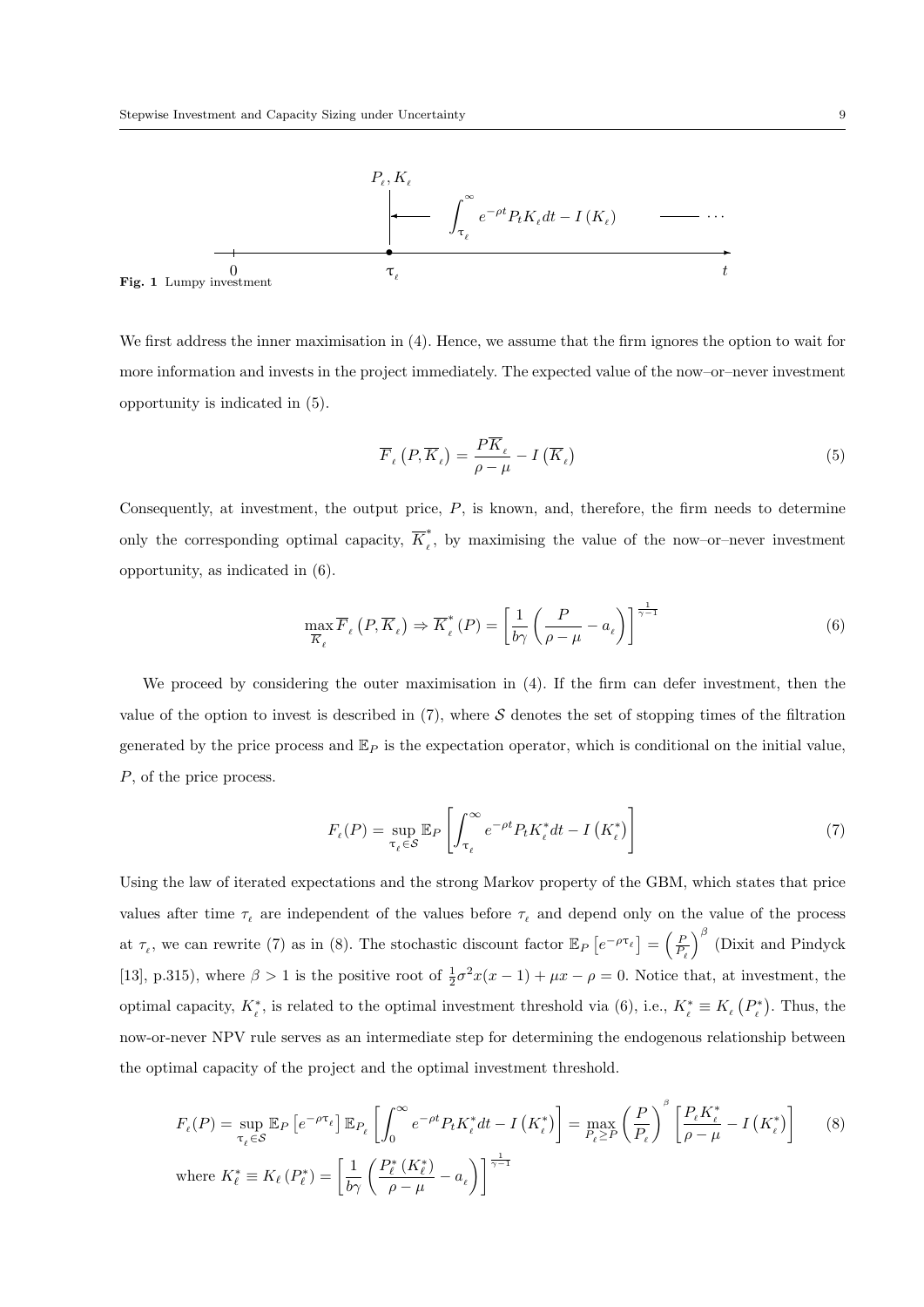Fig. 1 Lumpy investment

We first address the inner maximisation in (4). Hence, we assume that the firm ignores the option to wait for more information and invests in the project immediately. The expected value of the now–or–never investment opportunity is indicated in (5).

$$\overline{F}_{\ell}\left(P,\overline{K}_{\ell}\right)=\frac{P\overline{K}_{\ell}}{\rho-\mu}-I\left(\overline{K}_{\ell}\right) \tag{5}$$

Consequently, at investment, the output price, $P$, is known, and, therefore, the firm needs to determine only the corresponding optimal capacity, $\overline{K}_{\ell}^{*}$, by maximising the value of the now–or–never investment opportunity, as indicated in (6).

$$\max_{\overline{K}_{\ell}}\overline{F}_{\ell}\left(P,\overline{K}_{\ell}\right)\Rightarrow\overline{K}_{\ell}^{*}\left(P\right)=\left[\frac{1}{b\gamma}\left(\frac{P}{\rho-\mu}-a_{\ell}\right)\right]^{\frac{1}{\gamma-1}} \tag{6}$$

We proceed by considering the outer maximisation in (4). If the firm can defer investment, then the value of the option to invest is described in (7), where $\mathcal{S}$ denotes the set of stopping times of the filtration generated by the price process and $\mathbb{E}_P$ is the expectation operator, which is conditional on the initial value, $P$, of the price process.

$$F_{\ell}(P)=\sup_{\tau_{\ell}\in\mathcal{S}}\mathbb{E}_{P}\left[\int_{\tau_{\ell}}^{\infty}e^{-\rho t}P_{t}K_{\ell}^{*}dt-I\left(K_{\ell}^{*}\right)\right] \tag{7}$$

Using the law of iterated expectations and the strong Markov property of the GBM, which states that price values after time $\tau_{\ell}$ are independent of the values before $\tau_{\ell}$ and depend only on the value of the process at $\tau_{\ell}$, we can rewrite (7) as in (8). The stochastic discount factor $\mathbb{E}_P\left[e^{-\rho\tau_{\ell}}\right]=\left(\frac{P}{P_{\ell}}\right)^{\beta}$ (Dixit and Pindyck [13], p.315), where $\beta>1$ is the positive root of $\frac{1}{2}\sigma^2x(x-1)+\mu x-\rho=0$. Notice that, at investment, the optimal capacity, $K_{\ell}^{*}$, is related to the optimal investment threshold via (6), i.e., $K_{\ell}^{*}\equiv K_{\ell}\left(P_{\ell}^{*}\right)$. Thus, the now-or-never NPV rule serves as an intermediate step for determining the endogenous relationship between the optimal capacity of the project and the optimal investment threshold.

$$F_{\ell}(P)=\sup_{\tau_{\ell}\in\mathcal{S}}\mathbb{E}_{P}\left[e^{-\rho\tau_{\ell}}\right]\mathbb{E}_{P_{\ell}}\left[\int_{0}^{\infty}e^{-\rho t}P_{t}K_{\ell}^{*}dt-I\left(K_{\ell}^{*}\right)\right]=\max_{P_{\ell}\geq P}\left(\frac{P}{P_{\ell}}\right)^{\beta}\left[\frac{P_{\ell}K_{\ell}^{*}}{\rho-\mu}-I\left(K_{\ell}^{*}\right)\right] \tag{8}$$

$$\text{where } K_{\ell}^{*}\equiv K_{\ell}\left(P_{\ell}^{*}\right)=\left[\frac{1}{b\gamma}\left(\frac{P_{\ell}^{*}\left(K_{\ell}^{*}\right)}{\rho-\mu}-a_{\ell}\right)\right]^{\frac{1}{\gamma-1}}$$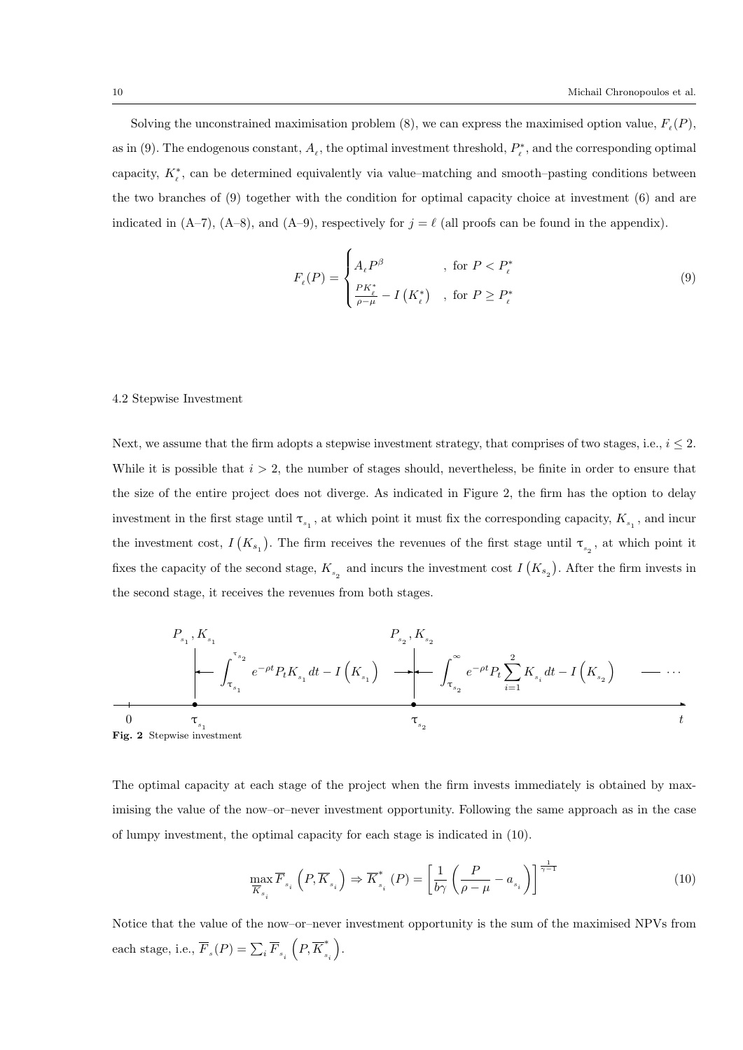Solving the unconstrained maximisation problem (8), we can express the maximised option value, $F_{\ell}(P)$, as in (9). The endogenous constant, $A_{\ell}$, the optimal investment threshold, $P_{\ell}^*$, and the corresponding optimal capacity, $K_{\ell}^*$, can be determined equivalently via value–matching and smooth–pasting conditions between the two branches of (9) together with the condition for optimal capacity choice at investment (6) and are indicated in (A–7), (A–8), and (A–9), respectively for $j = \ell$ (all proofs can be found in the appendix).

$$F_{\ell}(P) = \begin{cases} A_{\ell} P^{\beta} & , \text{ for } P < P_{\ell}^* \\ \frac{PK_{\ell}^*}{\rho - \mu} - I\left(K_{\ell}^*\right) & , \text{ for } P \geq P_{\ell}^* \end{cases} \tag{9}$$

### 4.2 Stepwise Investment

Next, we assume that the firm adopts a stepwise investment strategy, that comprises of two stages, i.e., $i \leq 2$. While it is possible that $i > 2$, the number of stages should, nevertheless, be finite in order to ensure that the size of the entire project does not diverge. As indicated in Figure 2, the firm has the option to delay investment in the first stage until $\tau_{s_1}$, at which point it must fix the corresponding capacity, $K_{s_1}$, and incur the investment cost, $I\left(K_{s_1}\right)$. The firm receives the revenues of the first stage until $\tau_{s_2}$, at which point it fixes the capacity of the second stage, $K_{s_2}$ and incurs the investment cost $I\left(K_{s_2}\right)$. After the firm invests in the second stage, it receives the revenues from both stages.

$$P_{s_1}, K_{s_1} \quad \int_{\tau_{s_1}}^{\tau_{s_2}} e^{-\rho t} P_t K_{s_1} dt - I\left(K_{s_1}\right) \qquad P_{s_2}, K_{s_2} \quad \int_{\tau_{s_2}}^{\infty} e^{-\rho t} P_t \sum_{i=1}^{2} K_{s_i} dt - I\left(K_{s_2}\right) \quad \cdots$$

$0 \quad \tau_{s_1} \quad \tau_{s_2} \quad t$

**Fig. 2** Stepwise investment

The optimal capacity at each stage of the project when the firm invests immediately is obtained by maximising the value of the now–or–never investment opportunity. Following the same approach as in the case of lumpy investment, the optimal capacity for each stage is indicated in (10).

$$\max_{\overline{K}_{s_i}} \overline{F}_{s_i}\left(P, \overline{K}_{s_i}\right) \Rightarrow \overline{K}_{s_i}^*(P) = \left[\frac{1}{b\gamma}\left(\frac{P}{\rho - \mu} - a_{s_i}\right)\right]^{\frac{1}{\gamma - 1}} \tag{10}$$

Notice that the value of the now–or–never investment opportunity is the sum of the maximised NPVs from each stage, i.e., $\overline{F}_s(P) = \sum_i \overline{F}_{s_i}\left(P, \overline{K}_{s_i}^*\right)$.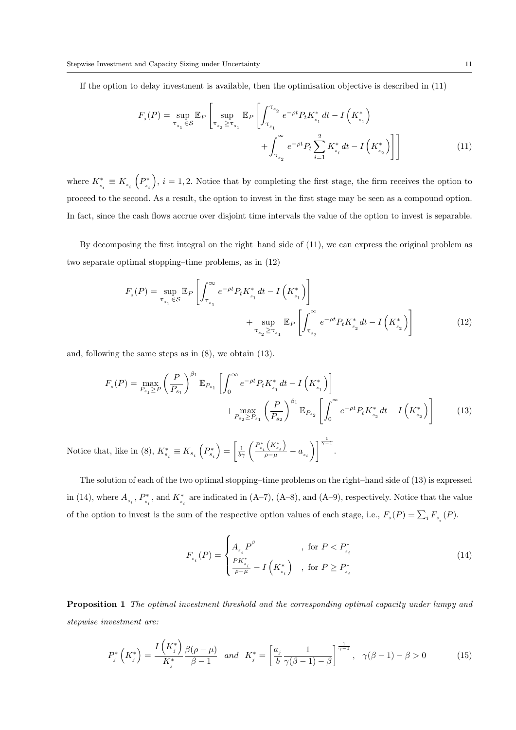If the option to delay investment is available, then the optimisation objective is described in (11)

$$F_{s}(P) = \sup_{\tau_{s_1} \in \mathcal{S}} \mathbb{E}_P \left[ \sup_{\tau_{s_2} \geq \tau_{s_1}} \mathbb{E}_P \left[ \int_{\tau_{s_1}}^{\tau_{s_2}} e^{-\rho t} P_t K^*_{s_1} dt - I\left(K^*_{s_1}\right) + \int_{\tau_{s_2}}^{\infty} e^{-\rho t} P_t \sum_{i=1}^{2} K^*_{s_i} dt - I\left(K^*_{s_2}\right) \right] \right] \tag{11}$$

where $K^*_{s_i} \equiv K_{s_i}\left(P^*_{s_i}\right)$, $i = 1, 2$. Notice that by completing the first stage, the firm receives the option to proceed to the second. As a result, the option to invest in the first stage may be seen as a compound option. In fact, since the cash flows accrue over disjoint time intervals the value of the option to invest is separable.

By decomposing the first integral on the right–hand side of (11), we can express the original problem as two separate optimal stopping–time problems, as in (12)

$$F_{s}(P) = \sup_{\tau_{s_1} \in \mathcal{S}} \mathbb{E}_P \left[ \int_{\tau_{s_1}}^{\infty} e^{-\rho t} P_t K^*_{s_1} dt - I\left(K^*_{s_1}\right) \right] + \sup_{\tau_{s_2} \geq \tau_{s_1}} \mathbb{E}_P \left[ \int_{\tau_{s_2}}^{\infty} e^{-\rho t} P_t K^*_{s_2} dt - I\left(K^*_{s_2}\right) \right] \tag{12}$$

and, following the same steps as in (8), we obtain (13).

$$F_{s}(P) = \max_{P_{s_1} \geq P} \left( \frac{P}{P_{s_1}} \right)^{\beta_1} \mathbb{E}_{P_{s_1}} \left[ \int_0^{\infty} e^{-\rho t} P_t K^*_{s_1} dt - I\left(K^*_{s_1}\right) \right] + \max_{P_{s_2} \geq P_{s_1}} \left( \frac{P}{P_{s_2}} \right)^{\beta_1} \mathbb{E}_{P_{s_2}} \left[ \int_0^{\infty} e^{-\rho t} P_t K^*_{s_2} dt - I\left(K^*_{s_2}\right) \right] \tag{13}$$

Notice that, like in (8), $K^*_{s_i} \equiv K_{s_i}\left(P^*_{s_i}\right) = \left[ \frac{1}{b\gamma} \left( \frac{P^*_{s_i}\left(K^*_{s_i}\right)}{\rho - \mu} - a_{s_i} \right) \right]^{\frac{1}{\gamma - 1}}$.

The solution of each of the two optimal stopping–time problems on the right–hand side of (13) is expressed in (14), where $A_{s_i}$, $P^*_{s_i}$, and $K^*_{s_i}$ are indicated in (A–7), (A–8), and (A–9), respectively. Notice that the value of the option to invest is the sum of the respective option values of each stage, i.e., $F_{s}(P) = \sum_i F_{s_i}(P)$.

$$F_{s_i}(P) = \begin{cases} A_{s_i} P^{\beta} & , \text{ for } P < P^*_{s_i} \\ \frac{P K^*_{s_i}}{\rho - \mu} - I\left(K^*_{s_i}\right) & , \text{ for } P \geq P^*_{s_i} \end{cases} \tag{14}$$

**Proposition 1** *The optimal investment threshold and the corresponding optimal capacity under lumpy and stepwise investment are:*

$$P^*_{j}\left(K^*_{j}\right) = \frac{I\left(K^*_{j}\right)}{K^*_{j}} \frac{\beta(\rho - \mu)}{\beta - 1} \quad and \quad K^*_{j} = \left[ \frac{a_{j}}{b} \frac{1}{\gamma(\beta - 1) - \beta} \right]^{\frac{1}{\gamma - 1}}, \quad \gamma(\beta - 1) - \beta > 0 \tag{15}$$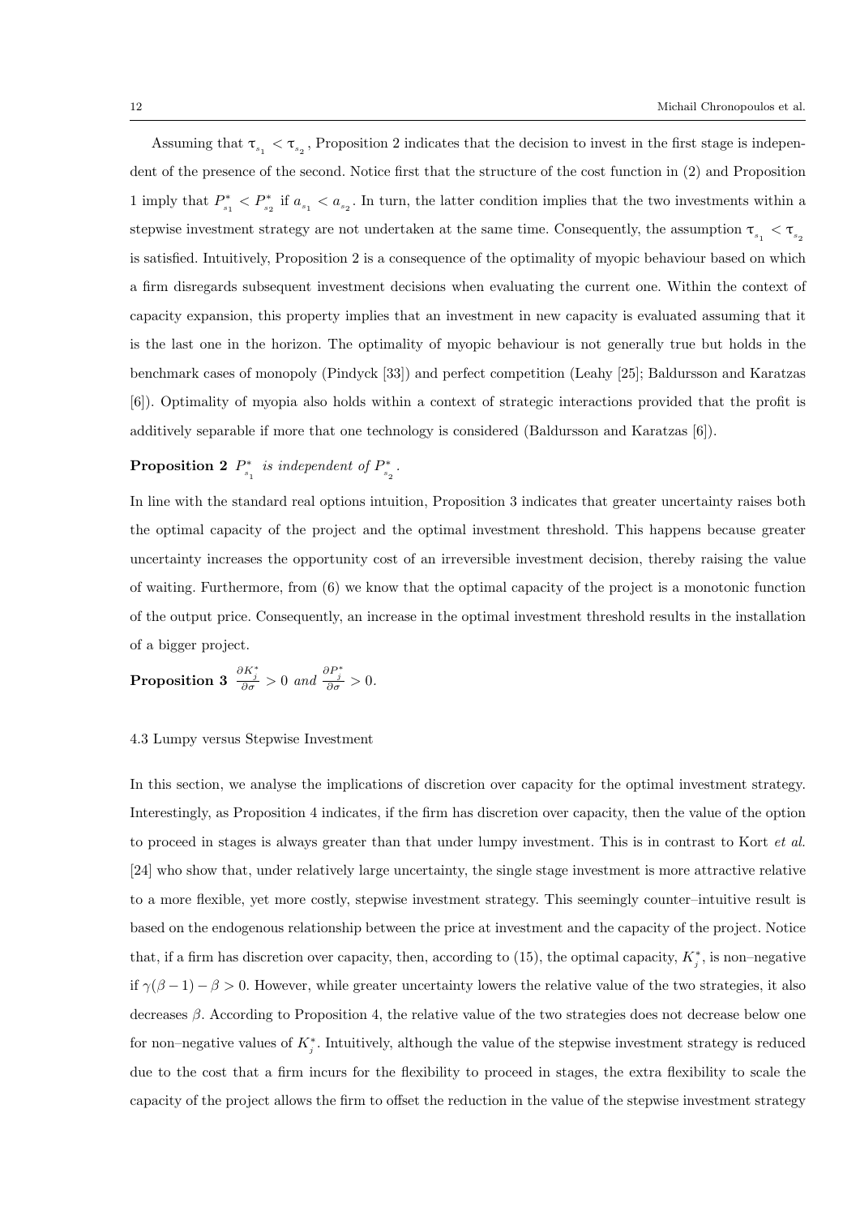Assuming that $\tau_{s_1} < \tau_{s_2}$, Proposition 2 indicates that the decision to invest in the first stage is independent of the presence of the second. Notice first that the structure of the cost function in (2) and Proposition 1 imply that $P^*_{s_1} < P^*_{s_2}$ if $a_{s_1} < a_{s_2}$. In turn, the latter condition implies that the two investments within a stepwise investment strategy are not undertaken at the same time. Consequently, the assumption $\tau_{s_1} < \tau_{s_2}$ is satisfied. Intuitively, Proposition 2 is a consequence of the optimality of myopic behaviour based on which a firm disregards subsequent investment decisions when evaluating the current one. Within the context of capacity expansion, this property implies that an investment in new capacity is evaluated assuming that it is the last one in the horizon. The optimality of myopic behaviour is not generally true but holds in the benchmark cases of monopoly (Pindyck [33]) and perfect competition (Leahy [25]; Baldursson and Karatzas [6]). Optimality of myopia also holds within a context of strategic interactions provided that the profit is additively separable if more that one technology is considered (Baldursson and Karatzas [6]).

**Proposition 2** *$P^*_{s_1}$ is independent of $P^*_{s_2}$.*

In line with the standard real options intuition, Proposition 3 indicates that greater uncertainty raises both the optimal capacity of the project and the optimal investment threshold. This happens because greater uncertainty increases the opportunity cost of an irreversible investment decision, thereby raising the value of waiting. Furthermore, from (6) we know that the optimal capacity of the project is a monotonic function of the output price. Consequently, an increase in the optimal investment threshold results in the installation of a bigger project.

**Proposition 3** *$\frac{\partial K^*_j}{\partial \sigma} > 0$ and $\frac{\partial P^*_j}{\partial \sigma} > 0$.*

### 4.3 Lumpy versus Stepwise Investment

In this section, we analyse the implications of discretion over capacity for the optimal investment strategy. Interestingly, as Proposition 4 indicates, if the firm has discretion over capacity, then the value of the option to proceed in stages is always greater than that under lumpy investment. This is in contrast to Kort *et al.* [24] who show that, under relatively large uncertainty, the single stage investment is more attractive relative to a more flexible, yet more costly, stepwise investment strategy. This seemingly counter–intuitive result is based on the endogenous relationship between the price at investment and the capacity of the project. Notice that, if a firm has discretion over capacity, then, according to (15), the optimal capacity, $K^*_j$, is non–negative if $\gamma(\beta - 1) - \beta > 0$. However, while greater uncertainty lowers the relative value of the two strategies, it also decreases $\beta$. According to Proposition 4, the relative value of the two strategies does not decrease below one for non–negative values of $K^*_j$. Intuitively, although the value of the stepwise investment strategy is reduced due to the cost that a firm incurs for the flexibility to proceed in stages, the extra flexibility to scale the capacity of the project allows the firm to offset the reduction in the value of the stepwise investment strategy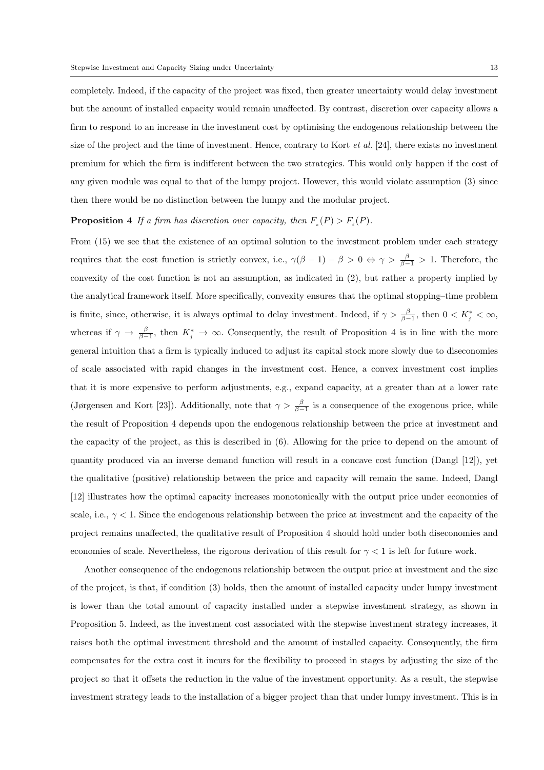completely. Indeed, if the capacity of the project was fixed, then greater uncertainty would delay investment but the amount of installed capacity would remain unaffected. By contrast, discretion over capacity allows a firm to respond to an increase in the investment cost by optimising the endogenous relationship between the size of the project and the time of investment. Hence, contrary to Kort *et al.* [24], there exists no investment premium for which the firm is indifferent between the two strategies. This would only happen if the cost of any given module was equal to that of the lumpy project. However, this would violate assumption (3) since then there would be no distinction between the lumpy and the modular project.

**Proposition 4** *If a firm has discretion over capacity, then $F_s(P) > F_\ell(P)$.*

From (15) we see that the existence of an optimal solution to the investment problem under each strategy requires that the cost function is strictly convex, i.e., $\gamma(\beta - 1) - \beta > 0 \Leftrightarrow \gamma > \frac{\beta}{\beta-1} > 1$. Therefore, the convexity of the cost function is not an assumption, as indicated in (2), but rather a property implied by the analytical framework itself. More specifically, convexity ensures that the optimal stopping–time problem is finite, since, otherwise, it is always optimal to delay investment. Indeed, if $\gamma > \frac{\beta}{\beta-1}$, then $0 < K_j^* < \infty$, whereas if $\gamma \to \frac{\beta}{\beta-1}$, then $K_j^* \to \infty$. Consequently, the result of Proposition 4 is in line with the more general intuition that a firm is typically induced to adjust its capital stock more slowly due to diseconomies of scale associated with rapid changes in the investment cost. Hence, a convex investment cost implies that it is more expensive to perform adjustments, e.g., expand capacity, at a greater than at a lower rate (Jørgensen and Kort [23]). Additionally, note that $\gamma > \frac{\beta}{\beta-1}$ is a consequence of the exogenous price, while the result of Proposition 4 depends upon the endogenous relationship between the price at investment and the capacity of the project, as this is described in (6). Allowing for the price to depend on the amount of quantity produced via an inverse demand function will result in a concave cost function (Dangl [12]), yet the qualitative (positive) relationship between the price and capacity will remain the same. Indeed, Dangl [12] illustrates how the optimal capacity increases monotonically with the output price under economies of scale, i.e., $\gamma < 1$. Since the endogenous relationship between the price at investment and the capacity of the project remains unaffected, the qualitative result of Proposition 4 should hold under both diseconomies and economies of scale. Nevertheless, the rigorous derivation of this result for $\gamma < 1$ is left for future work.

Another consequence of the endogenous relationship between the output price at investment and the size of the project, is that, if condition (3) holds, then the amount of installed capacity under lumpy investment is lower than the total amount of capacity installed under a stepwise investment strategy, as shown in Proposition 5. Indeed, as the investment cost associated with the stepwise investment strategy increases, it raises both the optimal investment threshold and the amount of installed capacity. Consequently, the firm compensates for the extra cost it incurs for the flexibility to proceed in stages by adjusting the size of the project so that it offsets the reduction in the value of the investment opportunity. As a result, the stepwise investment strategy leads to the installation of a bigger project than that under lumpy investment. This is in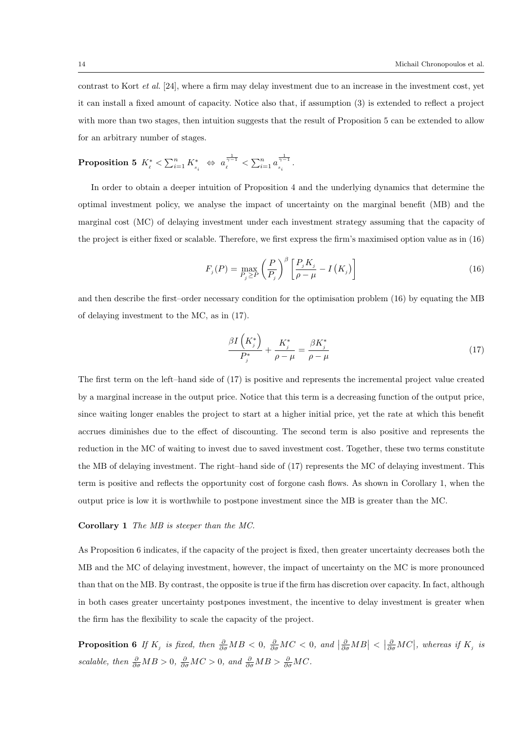contrast to Kort *et al.* [24], where a firm may delay investment due to an increase in the investment cost, yet it can install a fixed amount of capacity. Notice also that, if assumption (3) is extended to reflect a project with more than two stages, then intuition suggests that the result of Proposition 5 can be extended to allow for an arbitrary number of stages.

**Proposition 5** $K_{\ell}^{*} < \sum_{i=1}^{n} K_{s_i}^{*} \;\Leftrightarrow\; a_{\ell}^{\frac{1}{\gamma-1}} < \sum_{i=1}^{n} a_{s_i}^{\frac{1}{\gamma-1}}$.

In order to obtain a deeper intuition of Proposition 4 and the underlying dynamics that determine the optimal investment policy, we analyse the impact of uncertainty on the marginal benefit (MB) and the marginal cost (MC) of delaying investment under each investment strategy assuming that the capacity of the project is either fixed or scalable. Therefore, we first express the firm's maximised option value as in (16)

$$F_{j}(P) = \max_{P_j \geq P} \left(\frac{P}{P_j}\right)^{\beta} \left[\frac{P_j K_j}{\rho - \mu} - I\left(K_j\right)\right] \tag{16}$$

and then describe the first–order necessary condition for the optimisation problem (16) by equating the MB of delaying investment to the MC, as in (17).

$$\frac{\beta I\left(K_j^{*}\right)}{P_j^{*}} + \frac{K_j^{*}}{\rho - \mu} = \frac{\beta K_j^{*}}{\rho - \mu} \tag{17}$$

The first term on the left–hand side of (17) is positive and represents the incremental project value created by a marginal increase in the output price. Notice that this term is a decreasing function of the output price, since waiting longer enables the project to start at a higher initial price, yet the rate at which this benefit accrues diminishes due to the effect of discounting. The second term is also positive and represents the reduction in the MC of waiting to invest due to saved investment cost. Together, these two terms constitute the MB of delaying investment. The right–hand side of (17) represents the MC of delaying investment. This term is positive and reflects the opportunity cost of forgone cash flows. As shown in Corollary 1, when the output price is low it is worthwhile to postpone investment since the MB is greater than the MC.

**Corollary 1** *The MB is steeper than the MC.*

As Proposition 6 indicates, if the capacity of the project is fixed, then greater uncertainty decreases both the MB and the MC of delaying investment, however, the impact of uncertainty on the MC is more pronounced than that on the MB. By contrast, the opposite is true if the firm has discretion over capacity. In fact, although in both cases greater uncertainty postpones investment, the incentive to delay investment is greater when the firm has the flexibility to scale the capacity of the project.

**Proposition 6** *If $K_j$ is fixed, then $\frac{\partial}{\partial \sigma} MB < 0$, $\frac{\partial}{\partial \sigma} MC < 0$, and $\left|\frac{\partial}{\partial \sigma} MB\right| < \left|\frac{\partial}{\partial \sigma} MC\right|$, whereas if $K_j$ is scalable, then $\frac{\partial}{\partial \sigma} MB > 0$, $\frac{\partial}{\partial \sigma} MC > 0$, and $\frac{\partial}{\partial \sigma} MB > \frac{\partial}{\partial \sigma} MC$.*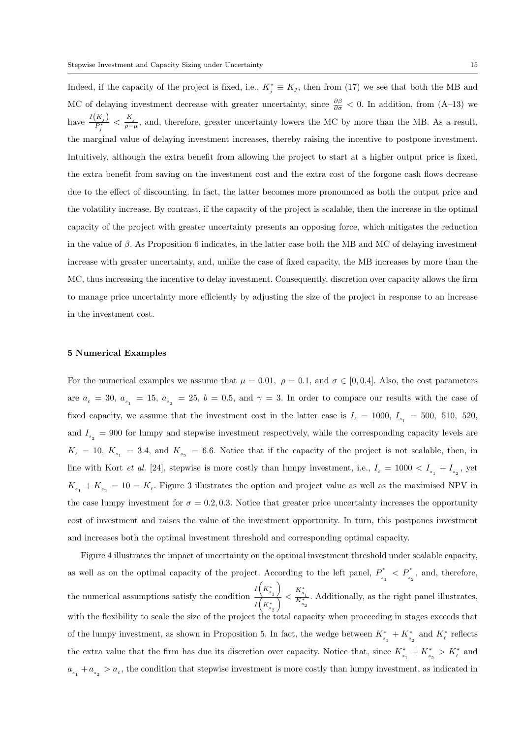Indeed, if the capacity of the project is fixed, i.e., $K_j^* \equiv K_j$, then from (17) we see that both the MB and MC of delaying investment decrease with greater uncertainty, since $\frac{\partial \beta}{\partial \sigma} < 0$. In addition, from (A–13) we have $\frac{I(K_j)}{P_j^*} < \frac{K_j}{\rho - \mu}$, and, therefore, greater uncertainty lowers the MC by more than the MB. As a result, the marginal value of delaying investment increases, thereby raising the incentive to postpone investment. Intuitively, although the extra benefit from allowing the project to start at a higher output price is fixed, the extra benefit from saving on the investment cost and the extra cost of the forgone cash flows decrease due to the effect of discounting. In fact, the latter becomes more pronounced as both the output price and the volatility increase. By contrast, if the capacity of the project is scalable, then the increase in the optimal capacity of the project with greater uncertainty presents an opposing force, which mitigates the reduction in the value of $\beta$. As Proposition 6 indicates, in the latter case both the MB and MC of delaying investment increase with greater uncertainty, and, unlike the case of fixed capacity, the MB increases by more than the MC, thus increasing the incentive to delay investment. Consequently, discretion over capacity allows the firm to manage price uncertainty more efficiently by adjusting the size of the project in response to an increase in the investment cost.

## 5 Numerical Examples

For the numerical examples we assume that $\mu = 0.01$, $\rho = 0.1$, and $\sigma \in [0, 0.4]$. Also, the cost parameters are $a_\ell = 30$, $a_{s_1} = 15$, $a_{s_2} = 25$, $b = 0.5$, and $\gamma = 3$. In order to compare our results with the case of fixed capacity, we assume that the investment cost in the latter case is $I_\ell = 1000$, $I_{s_1} = 500$, $510$, $520$, and $I_{s_2} = 900$ for lumpy and stepwise investment respectively, while the corresponding capacity levels are $K_\ell = 10$, $K_{s_1} = 3.4$, and $K_{s_2} = 6.6$. Notice that if the capacity of the project is not scalable, then, in line with Kort *et al.* [24], stepwise is more costly than lumpy investment, i.e., $I_\ell = 1000 < I_{s_1} + I_{s_2}$, yet $K_{s_1} + K_{s_2} = 10 = K_\ell$. Figure 3 illustrates the option and project value as well as the maximised NPV in the case lumpy investment for $\sigma = 0.2, 0.3$. Notice that greater price uncertainty increases the opportunity cost of investment and raises the value of the investment opportunity. In turn, this postpones investment and increases both the optimal investment threshold and corresponding optimal capacity.

Figure 4 illustrates the impact of uncertainty on the optimal investment threshold under scalable capacity, as well as on the optimal capacity of the project. According to the left panel, $P_{s_1}^* < P_{s_2}^*$, and, therefore, the numerical assumptions satisfy the condition $\frac{I\left(K_{s_1}^*\right)}{I\left(K_{s_2}^*\right)} < \frac{K_{s_1}^*}{K_{s_2}^*}$. Additionally, as the right panel illustrates, with the flexibility to scale the size of the project the total capacity when proceeding in stages exceeds that of the lumpy investment, as shown in Proposition 5. In fact, the wedge between $K_{s_1}^* + K_{s_2}^*$ and $K_\ell^*$ reflects the extra value that the firm has due its discretion over capacity. Notice that, since $K_{s_1}^* + K_{s_2}^* > K_\ell^*$ and $a_{s_1} + a_{s_2} > a_\ell$, the condition that stepwise investment is more costly than lumpy investment, as indicated in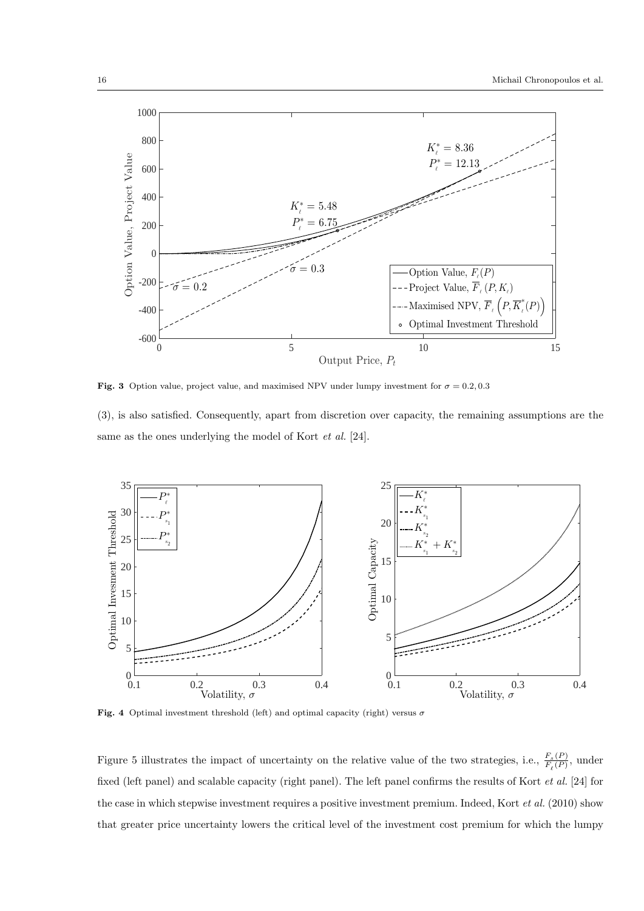**Fig. 3** Option value, project value, and maximised NPV under lumpy investment for $\sigma = 0.2, 0.3$

(3), is also satisfied. Consequently, apart from discretion over capacity, the remaining assumptions are the same as the ones underlying the model of Kort *et al.* [24].

**Fig. 4** Optimal investment threshold (left) and optimal capacity (right) versus $\sigma$

Figure 5 illustrates the impact of uncertainty on the relative value of the two strategies, i.e., $\frac{F_s(P)}{F_\ell(P)}$, under fixed (left panel) and scalable capacity (right panel). The left panel confirms the results of Kort *et al.* [24] for the case in which stepwise investment requires a positive investment premium. Indeed, Kort *et al.* (2010) show that greater price uncertainty lowers the critical level of the investment cost premium for which the lumpy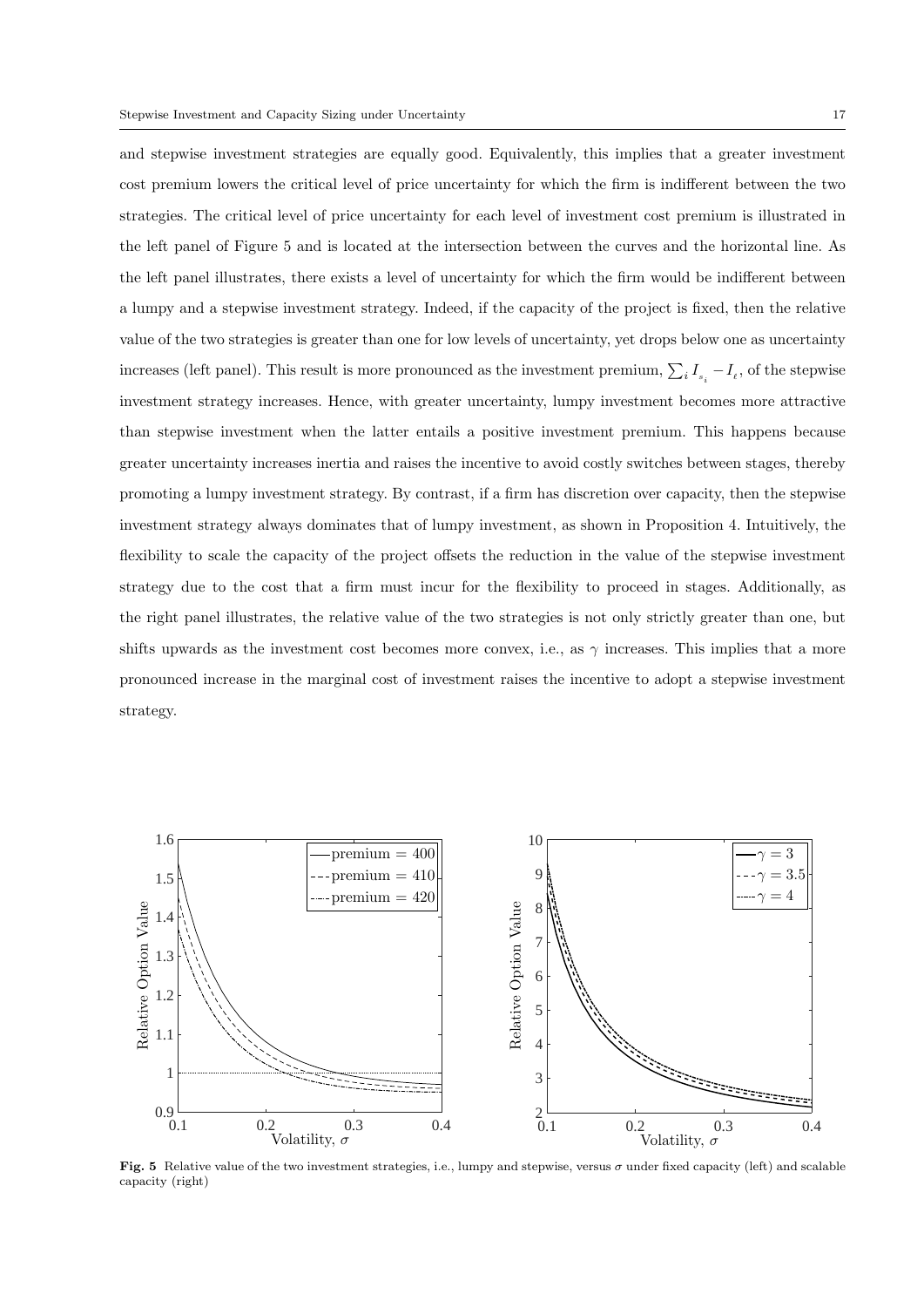and stepwise investment strategies are equally good. Equivalently, this implies that a greater investment cost premium lowers the critical level of price uncertainty for which the firm is indifferent between the two strategies. The critical level of price uncertainty for each level of investment cost premium is illustrated in the left panel of Figure 5 and is located at the intersection between the curves and the horizontal line. As the left panel illustrates, there exists a level of uncertainty for which the firm would be indifferent between a lumpy and a stepwise investment strategy. Indeed, if the capacity of the project is fixed, then the relative value of the two strategies is greater than one for low levels of uncertainty, yet drops below one as uncertainty increases (left panel). This result is more pronounced as the investment premium, $\sum_i I_{s_i} - I_\ell$, of the stepwise investment strategy increases. Hence, with greater uncertainty, lumpy investment becomes more attractive than stepwise investment when the latter entails a positive investment premium. This happens because greater uncertainty increases inertia and raises the incentive to avoid costly switches between stages, thereby promoting a lumpy investment strategy. By contrast, if a firm has discretion over capacity, then the stepwise investment strategy always dominates that of lumpy investment, as shown in Proposition 4. Intuitively, the flexibility to scale the capacity of the project offsets the reduction in the value of the stepwise investment strategy due to the cost that a firm must incur for the flexibility to proceed in stages. Additionally, as the right panel illustrates, the relative value of the two strategies is not only strictly greater than one, but shifts upwards as the investment cost becomes more convex, i.e., as $\gamma$ increases. This implies that a more pronounced increase in the marginal cost of investment raises the incentive to adopt a stepwise investment strategy.

**Fig. 5** Relative value of the two investment strategies, i.e., lumpy and stepwise, versus $\sigma$ under fixed capacity (left) and scalable capacity (right)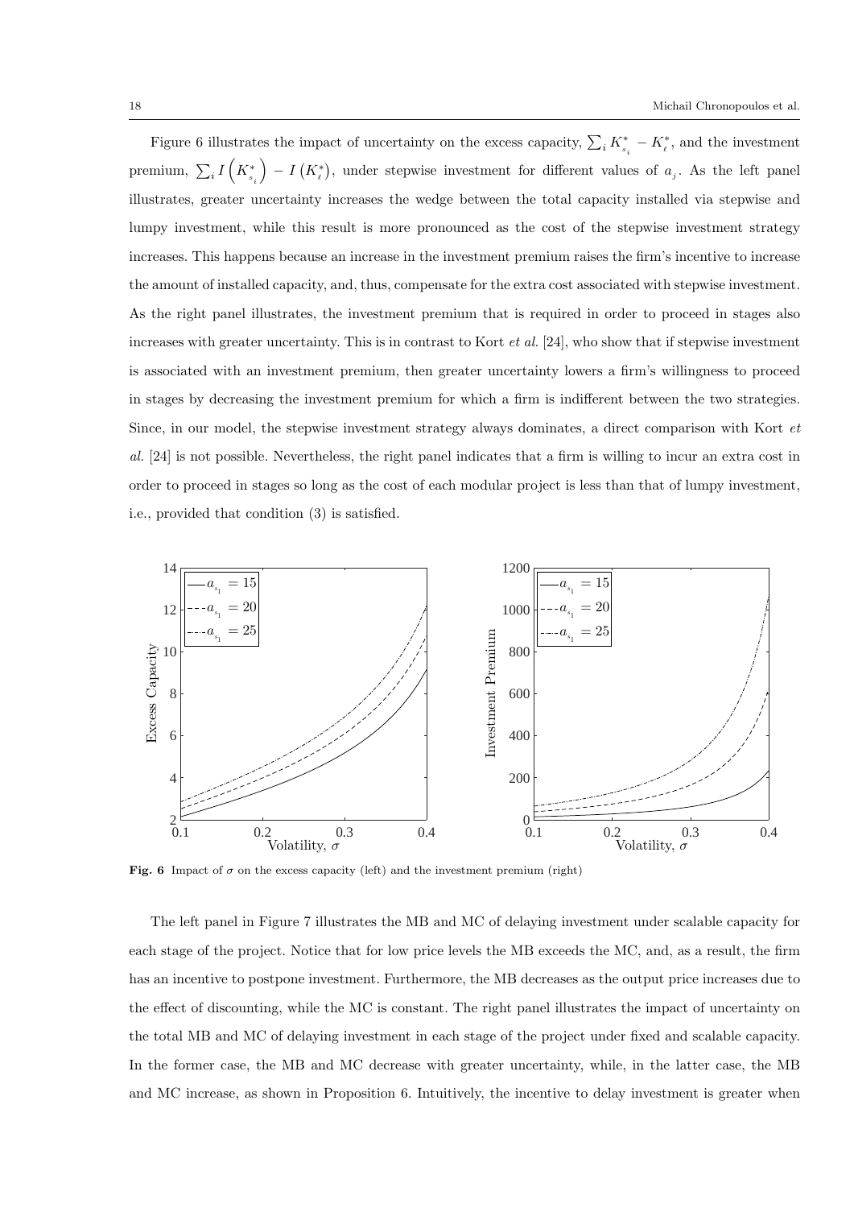Figure 6 illustrates the impact of uncertainty on the excess capacity, $\sum_i K^*_{s_i} - K^*_\ell$, and the investment premium, $\sum_i I\left(K^*_{s_i}\right) - I\left(K^*_\ell\right)$, under stepwise investment for different values of $a_j$. As the left panel illustrates, greater uncertainty increases the wedge between the total capacity installed via stepwise and lumpy investment, while this result is more pronounced as the cost of the stepwise investment strategy increases. This happens because an increase in the investment premium raises the firm's incentive to increase the amount of installed capacity, and, thus, compensate for the extra cost associated with stepwise investment. As the right panel illustrates, the investment premium that is required in order to proceed in stages also increases with greater uncertainty. This is in contrast to Kort *et al.* [24], who show that if stepwise investment is associated with an investment premium, then greater uncertainty lowers a firm's willingness to proceed in stages by decreasing the investment premium for which a firm is indifferent between the two strategies. Since, in our model, the stepwise investment strategy always dominates, a direct comparison with Kort *et al.* [24] is not possible. Nevertheless, the right panel indicates that a firm is willing to incur an extra cost in order to proceed in stages so long as the cost of each modular project is less than that of lumpy investment, i.e., provided that condition (3) is satisfied.

**Fig. 6** Impact of $\sigma$ on the excess capacity (left) and the investment premium (right)

The left panel in Figure 7 illustrates the MB and MC of delaying investment under scalable capacity for each stage of the project. Notice that for low price levels the MB exceeds the MC, and, as a result, the firm has an incentive to postpone investment. Furthermore, the MB decreases as the output price increases due to the effect of discounting, while the MC is constant. The right panel illustrates the impact of uncertainty on the total MB and MC of delaying investment in each stage of the project under fixed and scalable capacity. In the former case, the MB and MC decrease with greater uncertainty, while, in the latter case, the MB and MC increase, as shown in Proposition 6. Intuitively, the incentive to delay investment is greater when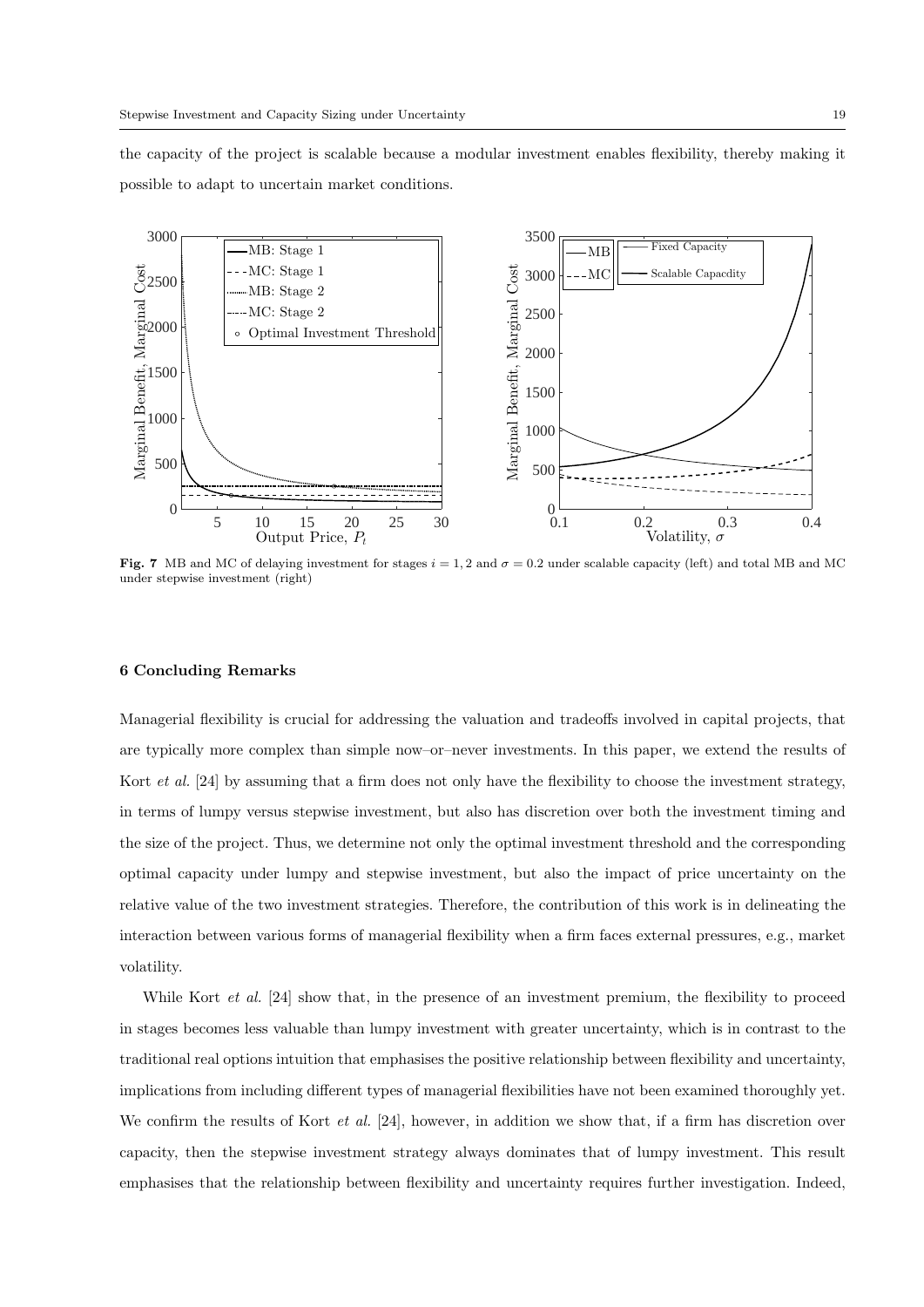the capacity of the project is scalable because a modular investment enables flexibility, thereby making it possible to adapt to uncertain market conditions.

**Fig. 7** MB and MC of delaying investment for stages $i = 1, 2$ and $\sigma = 0.2$ under scalable capacity (left) and total MB and MC under stepwise investment (right)

## 6 Concluding Remarks

Managerial flexibility is crucial for addressing the valuation and tradeoffs involved in capital projects, that are typically more complex than simple now–or–never investments. In this paper, we extend the results of Kort *et al.* [24] by assuming that a firm does not only have the flexibility to choose the investment strategy, in terms of lumpy versus stepwise investment, but also has discretion over both the investment timing and the size of the project. Thus, we determine not only the optimal investment threshold and the corresponding optimal capacity under lumpy and stepwise investment, but also the impact of price uncertainty on the relative value of the two investment strategies. Therefore, the contribution of this work is in delineating the interaction between various forms of managerial flexibility when a firm faces external pressures, e.g., market volatility.

While Kort *et al.* [24] show that, in the presence of an investment premium, the flexibility to proceed in stages becomes less valuable than lumpy investment with greater uncertainty, which is in contrast to the traditional real options intuition that emphasises the positive relationship between flexibility and uncertainty, implications from including different types of managerial flexibilities have not been examined thoroughly yet. We confirm the results of Kort *et al.* [24], however, in addition we show that, if a firm has discretion over capacity, then the stepwise investment strategy always dominates that of lumpy investment. This result emphasises that the relationship between flexibility and uncertainty requires further investigation. Indeed,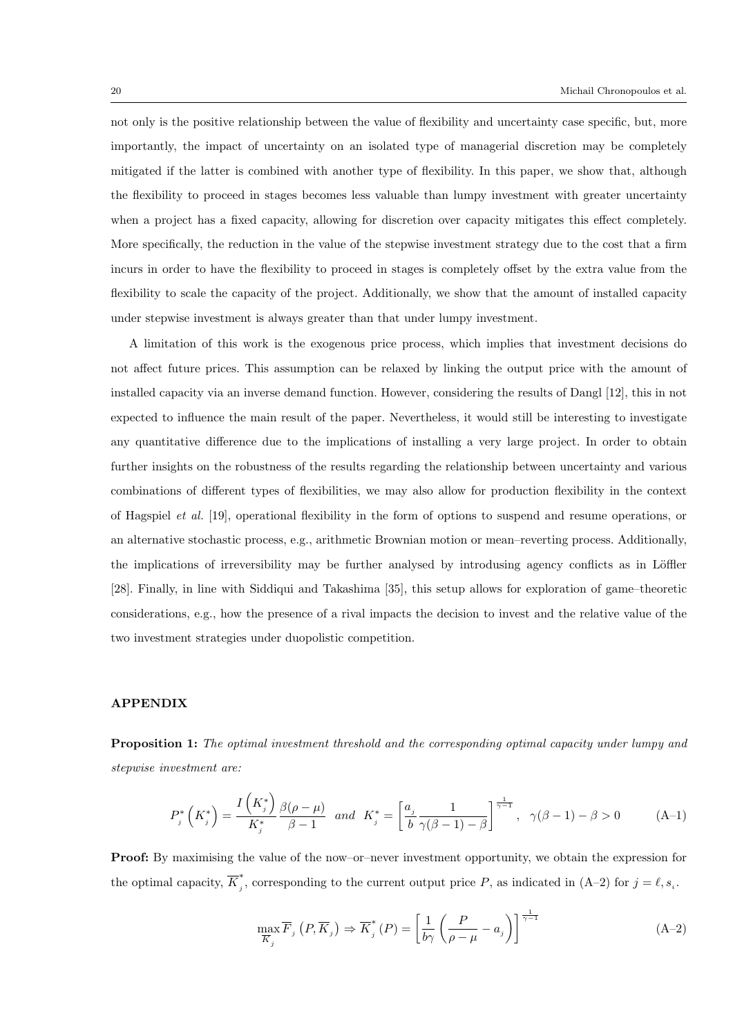not only is the positive relationship between the value of flexibility and uncertainty case specific, but, more importantly, the impact of uncertainty on an isolated type of managerial discretion may be completely mitigated if the latter is combined with another type of flexibility. In this paper, we show that, although the flexibility to proceed in stages becomes less valuable than lumpy investment with greater uncertainty when a project has a fixed capacity, allowing for discretion over capacity mitigates this effect completely. More specifically, the reduction in the value of the stepwise investment strategy due to the cost that a firm incurs in order to have the flexibility to proceed in stages is completely offset by the extra value from the flexibility to scale the capacity of the project. Additionally, we show that the amount of installed capacity under stepwise investment is always greater than that under lumpy investment.

A limitation of this work is the exogenous price process, which implies that investment decisions do not affect future prices. This assumption can be relaxed by linking the output price with the amount of installed capacity via an inverse demand function. However, considering the results of Dangl [12], this in not expected to influence the main result of the paper. Nevertheless, it would still be interesting to investigate any quantitative difference due to the implications of installing a very large project. In order to obtain further insights on the robustness of the results regarding the relationship between uncertainty and various combinations of different types of flexibilities, we may also allow for production flexibility in the context of Hagspiel *et al.* [19], operational flexibility in the form of options to suspend and resume operations, or an alternative stochastic process, e.g., arithmetic Brownian motion or mean–reverting process. Additionally, the implications of irreversibility may be further analysed by introdusing agency conflicts as in Löffler [28]. Finally, in line with Siddiqui and Takashima [35], this setup allows for exploration of game–theoretic considerations, e.g., how the presence of a rival impacts the decision to invest and the relative value of the two investment strategies under duopolistic competition.

## APPENDIX

**Proposition 1:** *The optimal investment threshold and the corresponding optimal capacity under lumpy and stepwise investment are:*

$$P_j^*\left(K_j^*\right) = \frac{I\left(K_j^*\right)}{K_j^*}\frac{\beta(\rho-\mu)}{\beta-1} \quad and \quad K_j^* = \left[\frac{a_j}{b}\frac{1}{\gamma(\beta-1)-\beta}\right]^{\frac{1}{\gamma-1}}, \quad \gamma(\beta-1)-\beta>0 \tag{A–1}$$

**Proof:** By maximising the value of the now–or–never investment opportunity, we obtain the expression for the optimal capacity, $\overline{K}_j^*$, corresponding to the current output price $P$, as indicated in (A–2) for $j = \ell, s_i$.

$$\max_{\overline{K}_j} \overline{F}_j\left(P, \overline{K}_j\right) \Rightarrow \overline{K}_j^*(P) = \left[\frac{1}{b\gamma}\left(\frac{P}{\rho-\mu} - a_j\right)\right]^{\frac{1}{\gamma-1}} \tag{A–2}$$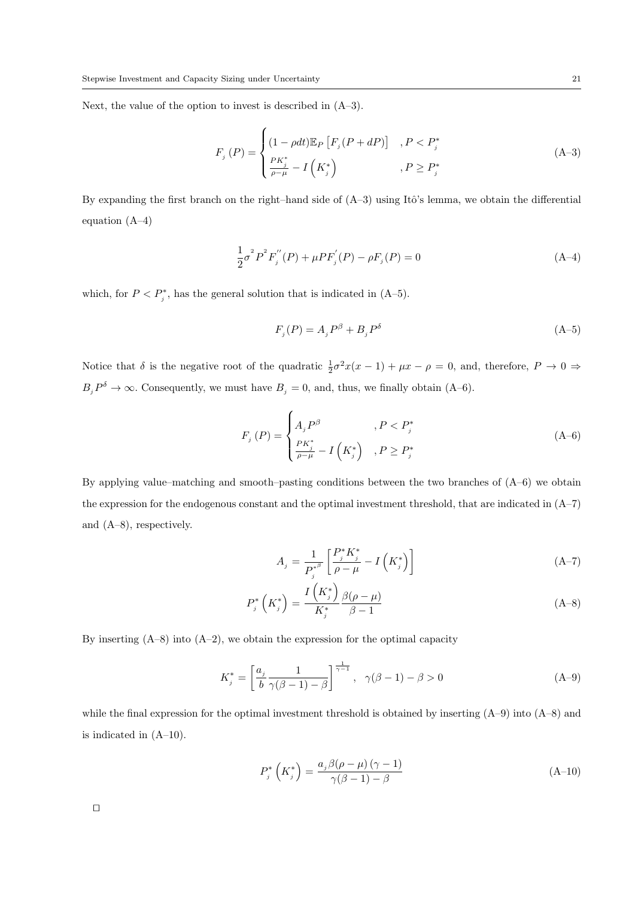Next, the value of the option to invest is described in (A–3).

$$F_{j}(P) = \begin{cases} (1-\rho dt)\mathbb{E}_P\left[F_{j}(P+dP)\right] & , P < P_{j}^{*} \\ \frac{PK_{j}^{*}}{\rho-\mu} - I\left(K_{j}^{*}\right) & , P \geq P_{j}^{*} \end{cases} \tag{A–3}$$

By expanding the first branch on the right–hand side of (A–3) using Itô's lemma, we obtain the differential equation (A–4)

$$\frac{1}{2}\sigma^{2}P^{2}F_{j}^{''}(P) + \mu P F_{j}^{'}(P) - \rho F_{j}(P) = 0 \tag{A–4}$$

which, for $P < P_{j}^{*}$, has the general solution that is indicated in (A–5).

$$F_{j}(P) = A_{j}P^{\beta} + B_{j}P^{\delta} \tag{A–5}$$

Notice that $\delta$ is the negative root of the quadratic $\frac{1}{2}\sigma^2 x(x-1) + \mu x - \rho = 0$, and, therefore, $P \to 0 \Rightarrow B_{j}P^{\delta} \to \infty$. Consequently, we must have $B_{j} = 0$, and, thus, we finally obtain (A–6).

$$F_{j}(P) = \begin{cases} A_{j}P^{\beta} & , P < P_{j}^{*} \\ \frac{PK_{j}^{*}}{\rho-\mu} - I\left(K_{j}^{*}\right) & , P \geq P_{j}^{*} \end{cases} \tag{A–6}$$

By applying value–matching and smooth–pasting conditions between the two branches of (A–6) we obtain the expression for the endogenous constant and the optimal investment threshold, that are indicated in (A–7) and (A–8), respectively.

$$A_{j} = \frac{1}{P_{j}^{*\beta}}\left[\frac{P_{j}^{*}K_{j}^{*}}{\rho-\mu} - I\left(K_{j}^{*}\right)\right] \tag{A–7}$$

$$P_{j}^{*}\left(K_{j}^{*}\right) = \frac{I\left(K_{j}^{*}\right)}{K_{j}^{*}}\frac{\beta(\rho-\mu)}{\beta-1} \tag{A–8}$$

By inserting (A–8) into (A–2), we obtain the expression for the optimal capacity

$$K_{j}^{*} = \left[\frac{a_{j}}{b}\frac{1}{\gamma(\beta-1)-\beta}\right]^{\frac{1}{\gamma-1}}, \quad \gamma(\beta-1)-\beta > 0 \tag{A–9}$$

while the final expression for the optimal investment threshold is obtained by inserting (A–9) into (A–8) and is indicated in (A–10).

$$P_{j}^{*}\left(K_{j}^{*}\right) = \frac{a_{j}\beta(\rho-\mu)(\gamma-1)}{\gamma(\beta-1)-\beta} \tag{A–10}$$

□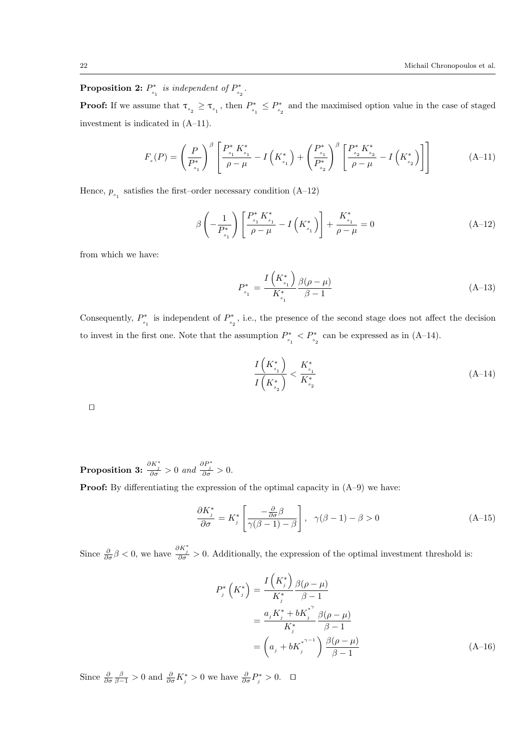**Proposition 2:** *$P^*_{s_1}$ is independent of $P^*_{s_2}$.*

**Proof:** If we assume that $\tau_{s_2} \geq \tau_{s_1}$, then $P^*_{s_1} \leq P^*_{s_2}$ and the maximised option value in the case of staged investment is indicated in (A–11).

$$F_s(P) = \left(\frac{P}{P^*_{s_1}}\right)^{\beta} \left[\frac{P^*_{s_1} K^*_{s_1}}{\rho - \mu} - I\left(K^*_{s_1}\right) + \left(\frac{P^*_{s_1}}{P^*_{s_2}}\right)^{\beta} \left[\frac{P^*_{s_2} K^*_{s_2}}{\rho - \mu} - I\left(K^*_{s_2}\right)\right]\right] \tag{A–11}$$

Hence, $p_{s_1}$ satisfies the first–order necessary condition (A–12)

$$\beta \left(-\frac{1}{P^*_{s_1}}\right) \left[\frac{P^*_{s_1} K^*_{s_1}}{\rho - \mu} - I\left(K^*_{s_1}\right)\right] + \frac{K^*_{s_1}}{\rho - \mu} = 0 \tag{A–12}$$

from which we have:

$$P^*_{s_1} = \frac{I\left(K^*_{s_1}\right)}{K^*_{s_1}} \frac{\beta(\rho - \mu)}{\beta - 1} \tag{A–13}$$

Consequently, $P^*_{s_1}$ is independent of $P^*_{s_2}$, i.e., the presence of the second stage does not affect the decision to invest in the first one. Note that the assumption $P^*_{s_1} < P^*_{s_2}$ can be expressed as in (A–14).

$$\frac{I\left(K^*_{s_1}\right)}{I\left(K^*_{s_2}\right)} < \frac{K^*_{s_1}}{K^*_{s_2}} \tag{A–14}$$

□

**Proposition 3:** $\frac{\partial K^*_j}{\partial \sigma} > 0$ *and* $\frac{\partial P^*_j}{\partial \sigma} > 0$.

**Proof:** By differentiating the expression of the optimal capacity in (A–9) we have:

$$\frac{\partial K^*_j}{\partial \sigma} = K^*_j \left[\frac{-\frac{\partial}{\partial \sigma}\beta}{\gamma(\beta - 1) - \beta}\right], \quad \gamma(\beta - 1) - \beta > 0 \tag{A–15}$$

Since $\frac{\partial}{\partial \sigma}\beta < 0$, we have $\frac{\partial K^*_j}{\partial \sigma} > 0$. Additionally, the expression of the optimal investment threshold is:

$$\begin{aligned}
P^*_j\left(K^*_j\right) &= \frac{I\left(K^*_j\right)}{K^*_j} \frac{\beta(\rho - \mu)}{\beta - 1} \\
&= \frac{a_j K^*_j + b K^{*^{\gamma}}_j}{K^*_j} \frac{\beta(\rho - \mu)}{\beta - 1} \\
&= \left(a_j + b K^{*^{\gamma - 1}}_j\right) \frac{\beta(\rho - \mu)}{\beta - 1}
\end{aligned} \tag{A–16}$$

Since $\frac{\partial}{\partial \sigma}\frac{\beta}{\beta - 1} > 0$ and $\frac{\partial}{\partial \sigma} K^*_j > 0$ we have $\frac{\partial}{\partial \sigma} P^*_j > 0$. □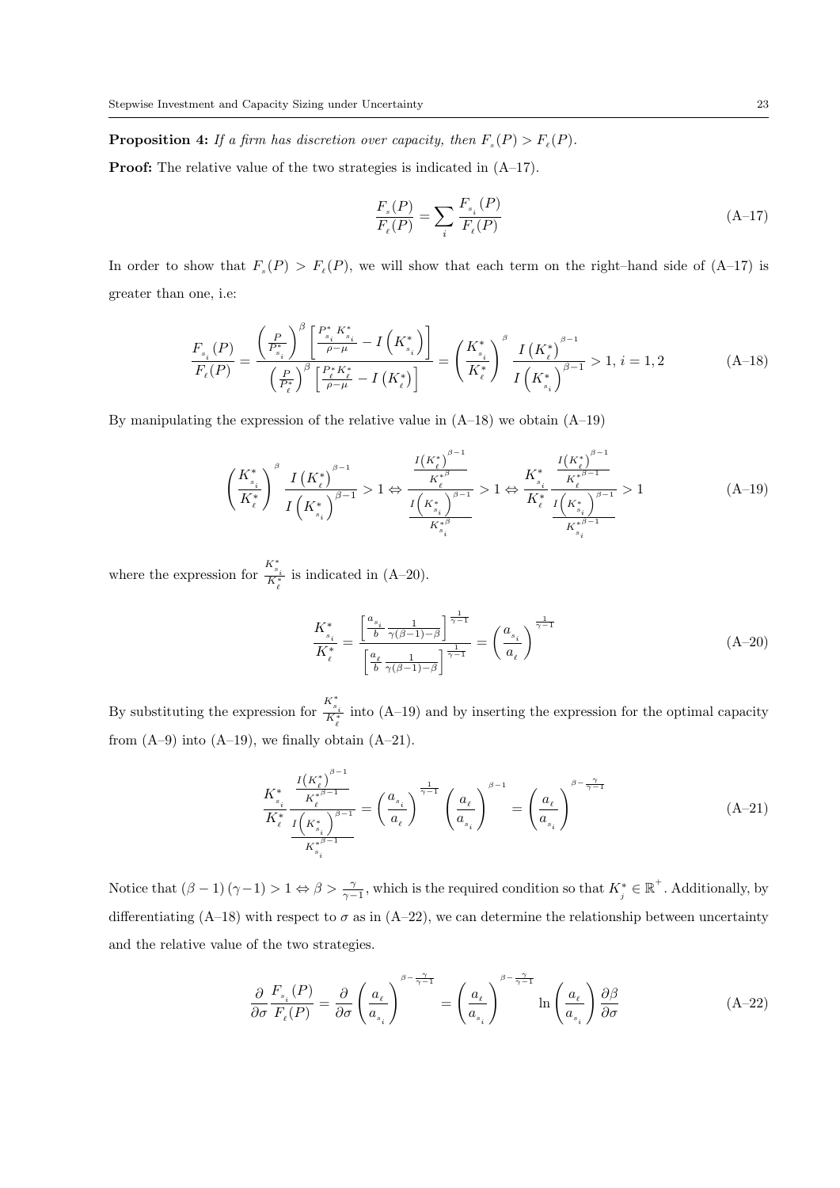**Proposition 4:** *If a firm has discretion over capacity, then $F_s(P) > F_\ell(P)$.*

**Proof:** The relative value of the two strategies is indicated in (A–17).

$$\frac{F_s(P)}{F_\ell(P)} = \sum_i \frac{F_{s_i}(P)}{F_\ell(P)} \tag{A–17}$$

In order to show that $F_s(P) > F_\ell(P)$, we will show that each term on the right–hand side of (A–17) is greater than one, i.e:

$$\frac{F_{s_i}(P)}{F_\ell(P)} = \frac{\left(\frac{P}{P^*_{s_i}}\right)^\beta \left[\frac{P^*_{s_i} K^*_{s_i}}{\rho-\mu} - I\left(K^*_{s_i}\right)\right]}{\left(\frac{P}{P^*_\ell}\right)^\beta \left[\frac{P^*_\ell K^*_\ell}{\rho-\mu} - I\left(K^*_\ell\right)\right]} = \left(\frac{K^*_{s_i}}{K^*_\ell}\right)^\beta \frac{I\left(K^*_\ell\right)^{\beta-1}}{I\left(K^*_{s_i}\right)^{\beta-1}} > 1,\ i = 1, 2 \tag{A–18}$$

By manipulating the expression of the relative value in (A–18) we obtain (A–19)

$$\left(\frac{K^*_{s_i}}{K^*_\ell}\right)^\beta \frac{I\left(K^*_\ell\right)^{\beta-1}}{I\left(K^*_{s_i}\right)^{\beta-1}} > 1 \Leftrightarrow \frac{\frac{I\left(K^*_\ell\right)^{\beta-1}}{{K^*_\ell}^\beta}}{\frac{I\left(K^*_{s_i}\right)^{\beta-1}}{{K^*_{s_i}}^\beta}} > 1 \Leftrightarrow \frac{K^*_{s_i}}{K^*_\ell} \frac{\frac{I\left(K^*_\ell\right)^{\beta-1}}{{K^*_\ell}^{\beta-1}}}{\frac{I\left(K^*_{s_i}\right)^{\beta-1}}{{K^*_{s_i}}^{\beta-1}}} > 1 \tag{A–19}$$

where the expression for $\frac{K^*_{s_i}}{K^*_\ell}$ is indicated in (A–20).

$$\frac{K^*_{s_i}}{K^*_\ell} = \frac{\left[\frac{a_{s_i}}{b} \frac{1}{\gamma(\beta-1)-\beta}\right]^{\frac{1}{\gamma-1}}}{\left[\frac{a_\ell}{b} \frac{1}{\gamma(\beta-1)-\beta}\right]^{\frac{1}{\gamma-1}}} = \left(\frac{a_{s_i}}{a_\ell}\right)^{\frac{1}{\gamma-1}} \tag{A–20}$$

By substituting the expression for $\frac{K^*_{s_i}}{K^*_\ell}$ into (A–19) and by inserting the expression for the optimal capacity from (A–9) into (A–19), we finally obtain (A–21).

$$\frac{K^*_{s_i}}{K^*_\ell} \frac{\frac{I\left(K^*_\ell\right)^{\beta-1}}{{K^*_\ell}^{\beta-1}}}{\frac{I\left(K^*_{s_i}\right)^{\beta-1}}{{K^*_{s_i}}^{\beta-1}}} = \left(\frac{a_{s_i}}{a_\ell}\right)^{\frac{1}{\gamma-1}} \left(\frac{a_\ell}{a_{s_i}}\right)^{\beta-1} = \left(\frac{a_\ell}{a_{s_i}}\right)^{\beta-\frac{\gamma}{\gamma-1}} \tag{A–21}$$

Notice that $(\beta-1)(\gamma-1) > 1 \Leftrightarrow \beta > \frac{\gamma}{\gamma-1}$, which is the required condition so that $K^*_j \in \mathbb{R}^+$. Additionally, by differentiating (A–18) with respect to $\sigma$ as in (A–22), we can determine the relationship between uncertainty and the relative value of the two strategies.

$$\frac{\partial}{\partial\sigma} \frac{F_{s_i}(P)}{F_\ell(P)} = \frac{\partial}{\partial\sigma} \left(\frac{a_\ell}{a_{s_i}}\right)^{\beta-\frac{\gamma}{\gamma-1}} = \left(\frac{a_\ell}{a_{s_i}}\right)^{\beta-\frac{\gamma}{\gamma-1}} \ln\left(\frac{a_\ell}{a_{s_i}}\right) \frac{\partial\beta}{\partial\sigma} \tag{A–22}$$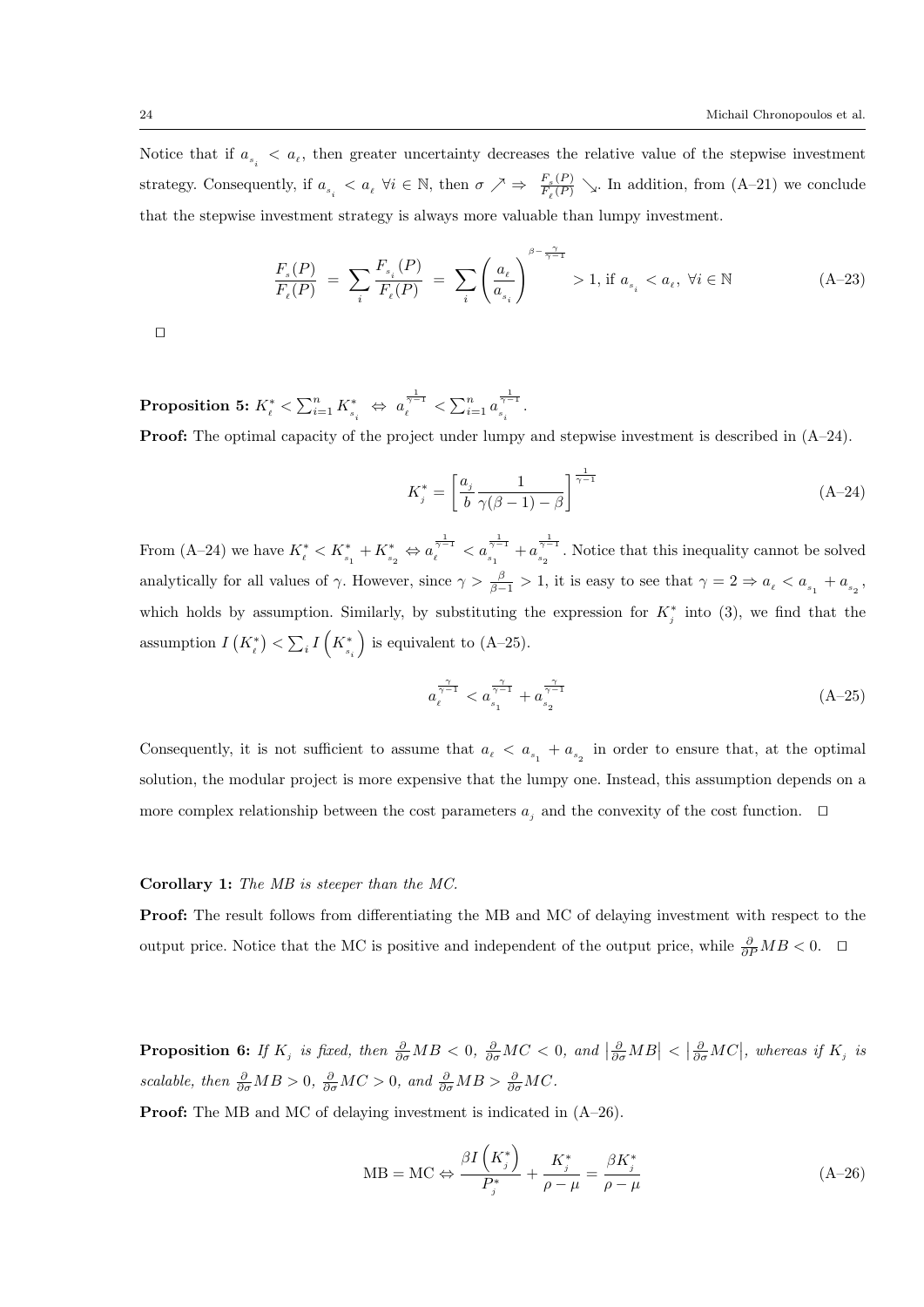Notice that if $a_{s_i} < a_\ell$, then greater uncertainty decreases the relative value of the stepwise investment strategy. Consequently, if $a_{s_i} < a_\ell \ \forall i \in \mathbb{N}$, then $\sigma \nearrow \Rightarrow \frac{F_s(P)}{F_\ell(P)} \searrow$. In addition, from (A–21) we conclude that the stepwise investment strategy is always more valuable than lumpy investment.

$$\frac{F_s(P)}{F_\ell(P)} = \sum_i \frac{F_{s_i}(P)}{F_\ell(P)} = \sum_i \left(\frac{a_\ell}{a_{s_i}}\right)^{\beta - \frac{\gamma}{\gamma-1}} > 1, \text{ if } a_{s_i} < a_\ell, \ \forall i \in \mathbb{N} \tag{A–23}$$

□

**Proposition 5:** $K_\ell^* < \sum_{i=1}^n K_{s_i}^* \ \Leftrightarrow \ a_\ell^{\frac{1}{\gamma-1}} < \sum_{i=1}^n a_{s_i}^{\frac{1}{\gamma-1}}$.

**Proof:** The optimal capacity of the project under lumpy and stepwise investment is described in (A–24).

$$K_j^* = \left[\frac{a_j}{b} \frac{1}{\gamma(\beta-1)-\beta}\right]^{\frac{1}{\gamma-1}} \tag{A–24}$$

From (A–24) we have $K_\ell^* < K_{s_1}^* + K_{s_2}^* \Leftrightarrow a_\ell^{\frac{1}{\gamma-1}} < a_{s_1}^{\frac{1}{\gamma-1}} + a_{s_2}^{\frac{1}{\gamma-1}}$. Notice that this inequality cannot be solved analytically for all values of $\gamma$. However, since $\gamma > \frac{\beta}{\beta-1} > 1$, it is easy to see that $\gamma = 2 \Rightarrow a_\ell < a_{s_1} + a_{s_2}$, which holds by assumption. Similarly, by substituting the expression for $K_j^*$ into (3), we find that the assumption $I\left(K_\ell^*\right) < \sum_i I\left(K_{s_i}^*\right)$ is equivalent to (A–25).

$$a_\ell^{\frac{\gamma}{\gamma-1}} < a_{s_1}^{\frac{\gamma}{\gamma-1}} + a_{s_2}^{\frac{\gamma}{\gamma-1}} \tag{A–25}$$

Consequently, it is not sufficient to assume that $a_\ell < a_{s_1} + a_{s_2}$ in order to ensure that, at the optimal solution, the modular project is more expensive that the lumpy one. Instead, this assumption depends on a more complex relationship between the cost parameters $a_j$ and the convexity of the cost function. □

**Corollary 1:** *The MB is steeper than the MC.*

**Proof:** The result follows from differentiating the MB and MC of delaying investment with respect to the output price. Notice that the MC is positive and independent of the output price, while $\frac{\partial}{\partial P} MB < 0$. □

**Proposition 6:** *If $K_j$ is fixed, then $\frac{\partial}{\partial \sigma} MB < 0$, $\frac{\partial}{\partial \sigma} MC < 0$, and $\left|\frac{\partial}{\partial \sigma} MB\right| < \left|\frac{\partial}{\partial \sigma} MC\right|$, whereas if $K_j$ is scalable, then $\frac{\partial}{\partial \sigma} MB > 0$, $\frac{\partial}{\partial \sigma} MC > 0$, and $\frac{\partial}{\partial \sigma} MB > \frac{\partial}{\partial \sigma} MC$.*

**Proof:** The MB and MC of delaying investment is indicated in (A–26).

$$\text{MB} = \text{MC} \Leftrightarrow \frac{\beta I\left(K_j^*\right)}{P_j^*} + \frac{K_j^*}{\rho - \mu} = \frac{\beta K_j^*}{\rho - \mu} \tag{A–26}$$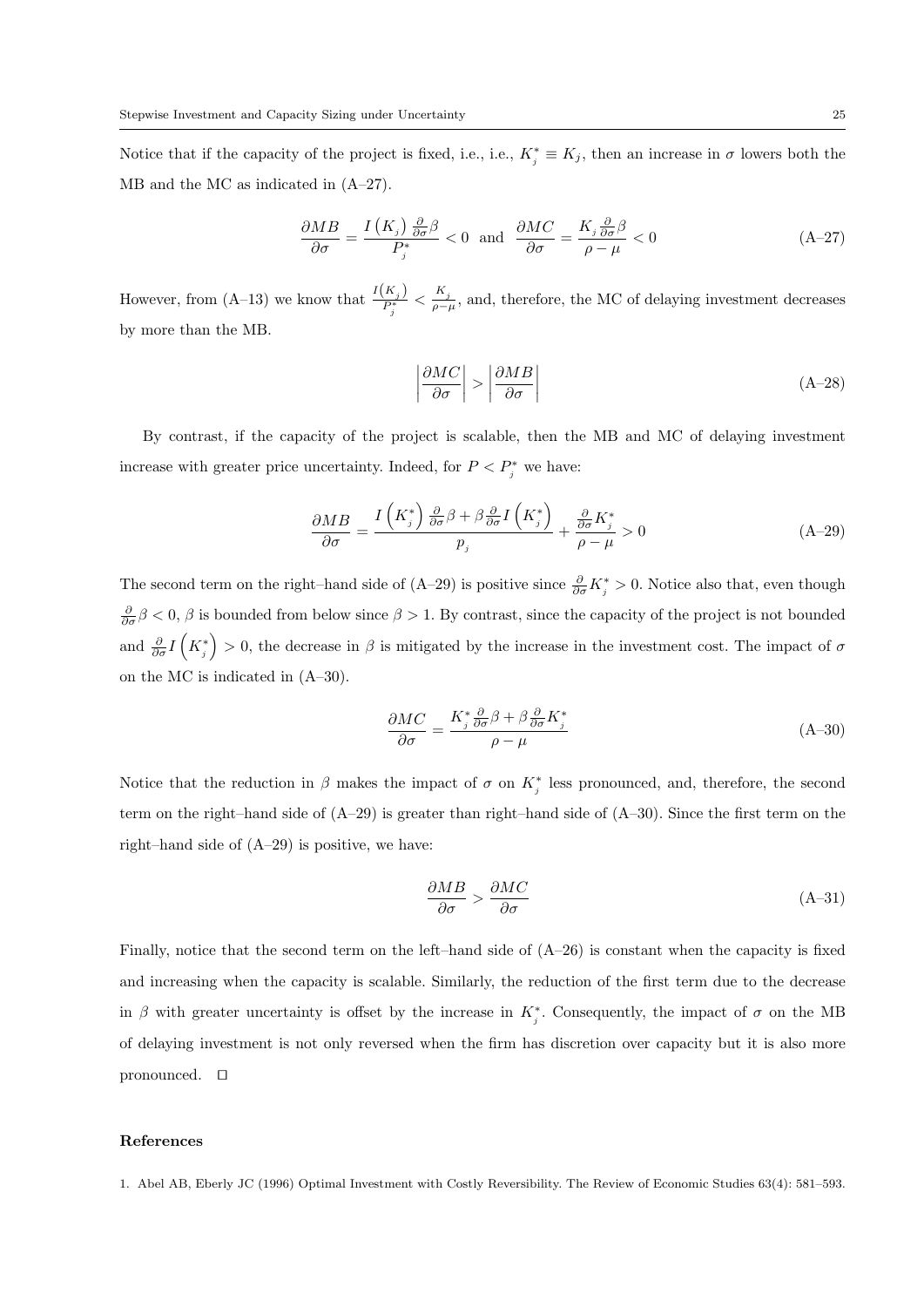Notice that if the capacity of the project is fixed, i.e., i.e., $K_j^* \equiv K_j$, then an increase in $\sigma$ lowers both the MB and the MC as indicated in (A–27).

$$\frac{\partial MB}{\partial \sigma} = \frac{I\left(K_j\right)\frac{\partial}{\partial \sigma}\beta}{P_j^*} < 0 \text{ and } \frac{\partial MC}{\partial \sigma} = \frac{K_j \frac{\partial}{\partial \sigma}\beta}{\rho - \mu} < 0 \tag{A–27}$$

However, from (A–13) we know that $\frac{I\left(K_j\right)}{P_j^*} < \frac{K_j}{\rho-\mu}$, and, therefore, the MC of delaying investment decreases by more than the MB.

$$\left|\frac{\partial MC}{\partial \sigma}\right| > \left|\frac{\partial MB}{\partial \sigma}\right| \tag{A–28}$$

By contrast, if the capacity of the project is scalable, then the MB and MC of delaying investment increase with greater price uncertainty. Indeed, for $P < P_j^*$ we have:

$$\frac{\partial MB}{\partial \sigma} = \frac{I\left(K_j^*\right)\frac{\partial}{\partial \sigma}\beta + \beta \frac{\partial}{\partial \sigma} I\left(K_j^*\right)}{p_j} + \frac{\frac{\partial}{\partial \sigma}K_j^*}{\rho - \mu} > 0 \tag{A–29}$$

The second term on the right–hand side of (A–29) is positive since $\frac{\partial}{\partial \sigma}K_j^* > 0$. Notice also that, even though $\frac{\partial}{\partial \sigma}\beta < 0$, $\beta$ is bounded from below since $\beta > 1$. By contrast, since the capacity of the project is not bounded and $\frac{\partial}{\partial \sigma} I\left(K_j^*\right) > 0$, the decrease in $\beta$ is mitigated by the increase in the investment cost. The impact of $\sigma$ on the MC is indicated in (A–30).

$$\frac{\partial MC}{\partial \sigma} = \frac{K_j^* \frac{\partial}{\partial \sigma}\beta + \beta \frac{\partial}{\partial \sigma} K_j^*}{\rho - \mu} \tag{A–30}$$

Notice that the reduction in $\beta$ makes the impact of $\sigma$ on $K_j^*$ less pronounced, and, therefore, the second term on the right–hand side of (A–29) is greater than right–hand side of (A–30). Since the first term on the right–hand side of (A–29) is positive, we have:

$$\frac{\partial MB}{\partial \sigma} > \frac{\partial MC}{\partial \sigma} \tag{A–31}$$

Finally, notice that the second term on the left–hand side of (A–26) is constant when the capacity is fixed and increasing when the capacity is scalable. Similarly, the reduction of the first term due to the decrease in $\beta$ with greater uncertainty is offset by the increase in $K_j^*$. Consequently, the impact of $\sigma$ on the MB of delaying investment is not only reversed when the firm has discretion over capacity but it is also more pronounced. □

## References

1. Abel AB, Eberly JC (1996) Optimal Investment with Costly Reversibility. The Review of Economic Studies 63(4): 581–593.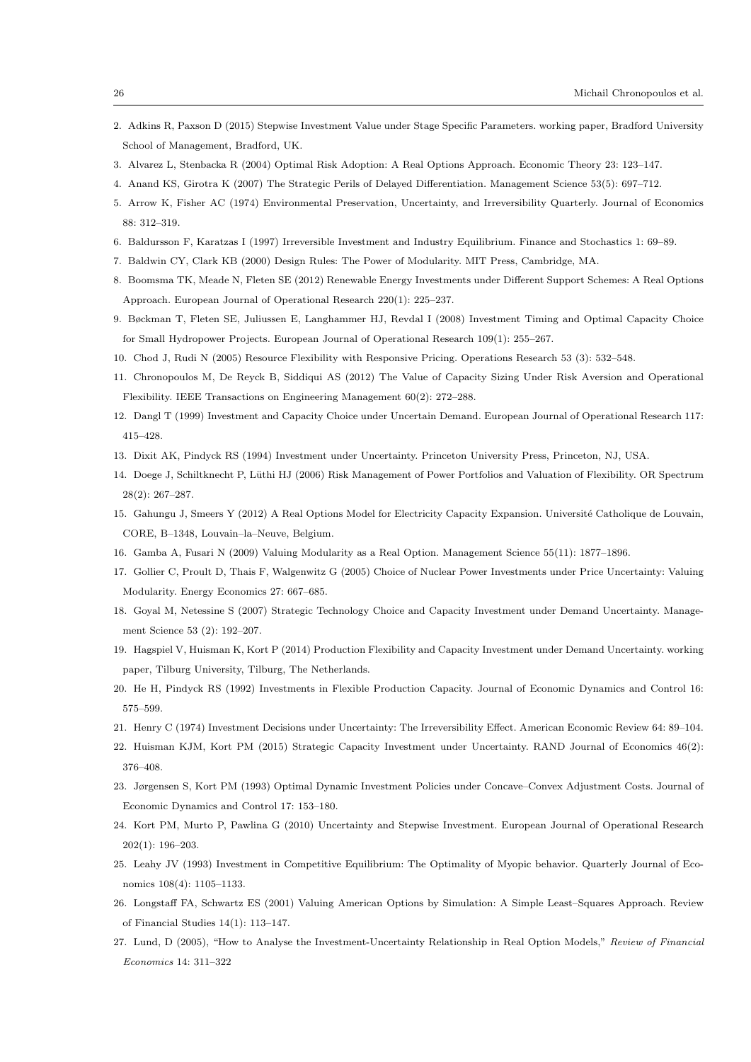2. Adkins R, Paxson D (2015) Stepwise Investment Value under Stage Specific Parameters. working paper, Bradford University School of Management, Bradford, UK.
3. Alvarez L, Stenbacka R (2004) Optimal Risk Adoption: A Real Options Approach. Economic Theory 23: 123–147.
4. Anand KS, Girotra K (2007) The Strategic Perils of Delayed Differentiation. Management Science 53(5): 697–712.
5. Arrow K, Fisher AC (1974) Environmental Preservation, Uncertainty, and Irreversibility Quarterly. Journal of Economics 88: 312–319.
6. Baldursson F, Karatzas I (1997) Irreversible Investment and Industry Equilibrium. Finance and Stochastics 1: 69–89.
7. Baldwin CY, Clark KB (2000) Design Rules: The Power of Modularity. MIT Press, Cambridge, MA.
8. Boomsma TK, Meade N, Fleten SE (2012) Renewable Energy Investments under Different Support Schemes: A Real Options Approach. European Journal of Operational Research 220(1): 225–237.
9. Bøckman T, Fleten SE, Juliussen E, Langhammer HJ, Revdal I (2008) Investment Timing and Optimal Capacity Choice for Small Hydropower Projects. European Journal of Operational Research 109(1): 255–267.
10. Chod J, Rudi N (2005) Resource Flexibility with Responsive Pricing. Operations Research 53 (3): 532–548.
11. Chronopoulos M, De Reyck B, Siddiqui AS (2012) The Value of Capacity Sizing Under Risk Aversion and Operational Flexibility. IEEE Transactions on Engineering Management 60(2): 272–288.
12. Dangl T (1999) Investment and Capacity Choice under Uncertain Demand. European Journal of Operational Research 117: 415–428.
13. Dixit AK, Pindyck RS (1994) Investment under Uncertainty. Princeton University Press, Princeton, NJ, USA.
14. Doege J, Schiltknecht P, Lüthi HJ (2006) Risk Management of Power Portfolios and Valuation of Flexibility. OR Spectrum 28(2): 267–287.
15. Gahungu J, Smeers Y (2012) A Real Options Model for Electricity Capacity Expansion. Université Catholique de Louvain, CORE, B–1348, Louvain–la–Neuve, Belgium.
16. Gamba A, Fusari N (2009) Valuing Modularity as a Real Option. Management Science 55(11): 1877–1896.
17. Gollier C, Proult D, Thais F, Walgenwitz G (2005) Choice of Nuclear Power Investments under Price Uncertainty: Valuing Modularity. Energy Economics 27: 667–685.
18. Goyal M, Netessine S (2007) Strategic Technology Choice and Capacity Investment under Demand Uncertainty. Management Science 53 (2): 192–207.
19. Hagspiel V, Huisman K, Kort P (2014) Production Flexibility and Capacity Investment under Demand Uncertainty. working paper, Tilburg University, Tilburg, The Netherlands.
20. He H, Pindyck RS (1992) Investments in Flexible Production Capacity. Journal of Economic Dynamics and Control 16: 575–599.
21. Henry C (1974) Investment Decisions under Uncertainty: The Irreversibility Effect. American Economic Review 64: 89–104.
22. Huisman KJM, Kort PM (2015) Strategic Capacity Investment under Uncertainty. RAND Journal of Economics 46(2): 376–408.
23. Jørgensen S, Kort PM (1993) Optimal Dynamic Investment Policies under Concave–Convex Adjustment Costs. Journal of Economic Dynamics and Control 17: 153–180.
24. Kort PM, Murto P, Pawlina G (2010) Uncertainty and Stepwise Investment. European Journal of Operational Research 202(1): 196–203.
25. Leahy JV (1993) Investment in Competitive Equilibrium: The Optimality of Myopic behavior. Quarterly Journal of Economics 108(4): 1105–1133.
26. Longstaff FA, Schwartz ES (2001) Valuing American Options by Simulation: A Simple Least–Squares Approach. Review of Financial Studies 14(1): 113–147.
27. Lund, D (2005), "How to Analyse the Investment-Uncertainty Relationship in Real Option Models," *Review of Financial Economics* 14: 311–322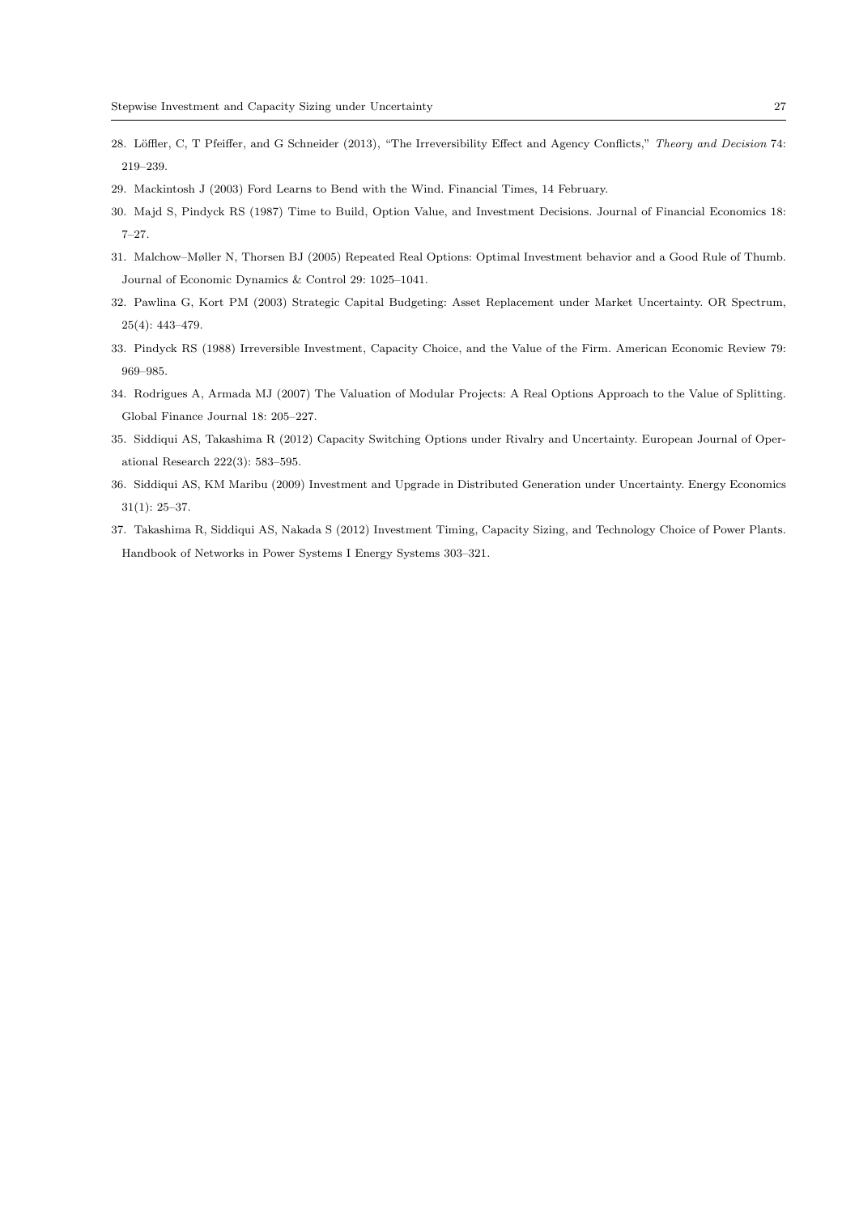28. Löffler, C, T Pfeiffer, and G Schneider (2013), "The Irreversibility Effect and Agency Conflicts," *Theory and Decision* 74: 219–239.
29. Mackintosh J (2003) Ford Learns to Bend with the Wind. Financial Times, 14 February.
30. Majd S, Pindyck RS (1987) Time to Build, Option Value, and Investment Decisions. Journal of Financial Economics 18: 7–27.
31. Malchow–Møller N, Thorsen BJ (2005) Repeated Real Options: Optimal Investment behavior and a Good Rule of Thumb. Journal of Economic Dynamics & Control 29: 1025–1041.
32. Pawlina G, Kort PM (2003) Strategic Capital Budgeting: Asset Replacement under Market Uncertainty. OR Spectrum, 25(4): 443–479.
33. Pindyck RS (1988) Irreversible Investment, Capacity Choice, and the Value of the Firm. American Economic Review 79: 969–985.
34. Rodrigues A, Armada MJ (2007) The Valuation of Modular Projects: A Real Options Approach to the Value of Splitting. Global Finance Journal 18: 205–227.
35. Siddiqui AS, Takashima R (2012) Capacity Switching Options under Rivalry and Uncertainty. European Journal of Operational Research 222(3): 583–595.
36. Siddiqui AS, KM Maribu (2009) Investment and Upgrade in Distributed Generation under Uncertainty. Energy Economics 31(1): 25–37.
37. Takashima R, Siddiqui AS, Nakada S (2012) Investment Timing, Capacity Sizing, and Technology Choice of Power Plants. Handbook of Networks in Power Systems I Energy Systems 303–321.